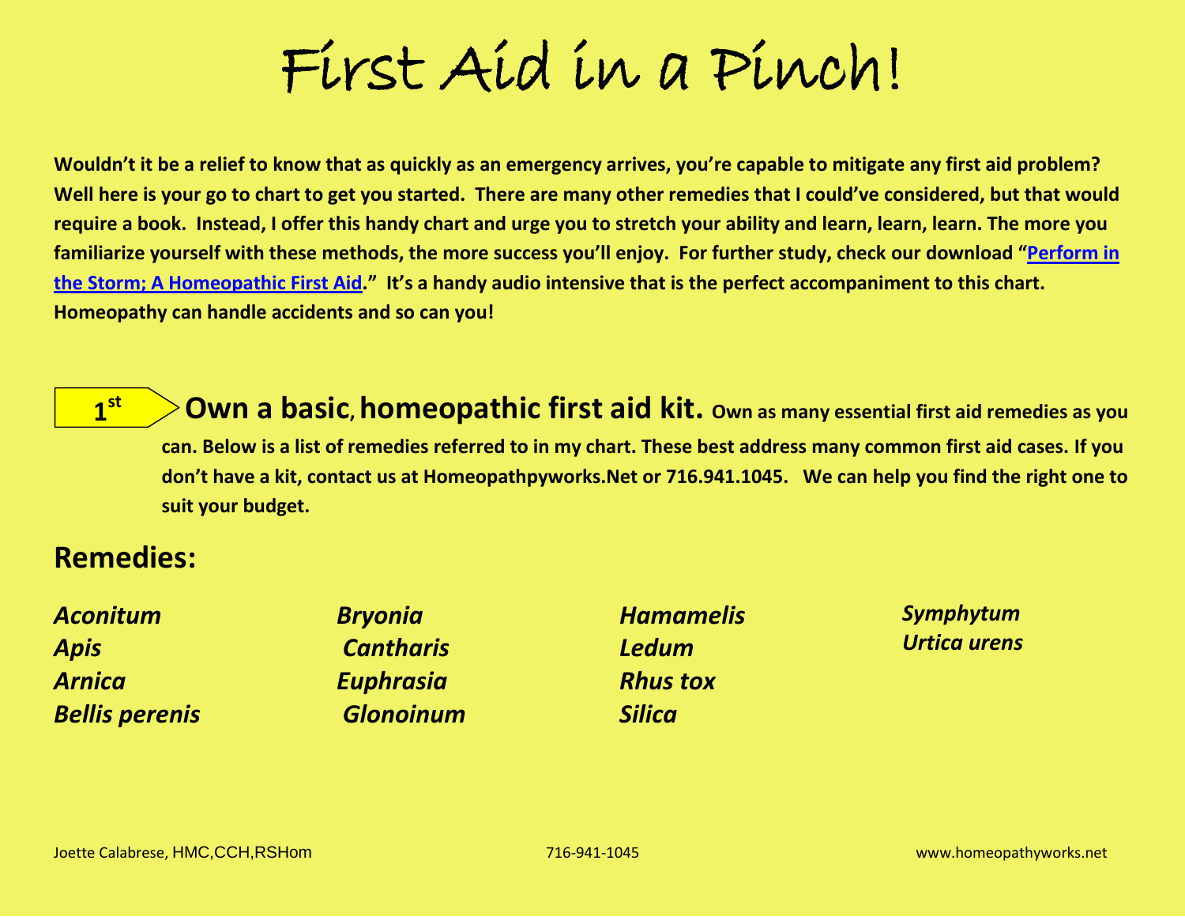# First Aid in a Pinch!

**Wouldn't it be a relief to know that as quickly as an emergency arrives, you're capable to mitigate any first aid problem? Well here is your go to chart to get you started. There are many other remedies that I could've considered, but that would require a book. Instead, I offer this handy chart and urge you to stretch your ability and learn, learn, learn. The more you familiarize yourself with these methods, the more success you'll enjoy. For further study, check our download "Perform in the Storm; A Homeopathic First Aid." It's a handy audio intensive that is the perfect accompaniment to this chart. Homeopathy can handle accidents and so can you!**

**1st** **Own a basic, homeopathic first aid kit.** **Own as many essential first aid remedies as you can. Below is a list of remedies referred to in my chart. These best address many common first aid cases. If you don't have a kit, contact us at Homeopathpyworks.Net or 716.941.1045. We can help you find the right one to suit your budget.**

## Remedies:

***Aconitum***
***Apis***
***Arnica***
***Bellis perenis***
***Bryonia***
***Cantharis***
***Euphrasia***
***Glonoinum***
***Hamamelis***
***Ledum***
***Rhus tox***
***Silica***
***Symphytum***
***Urtica urens***

Joette Calabrese, HMC,CCH,RSHom 716-941-1045 www.homeopathyworks.net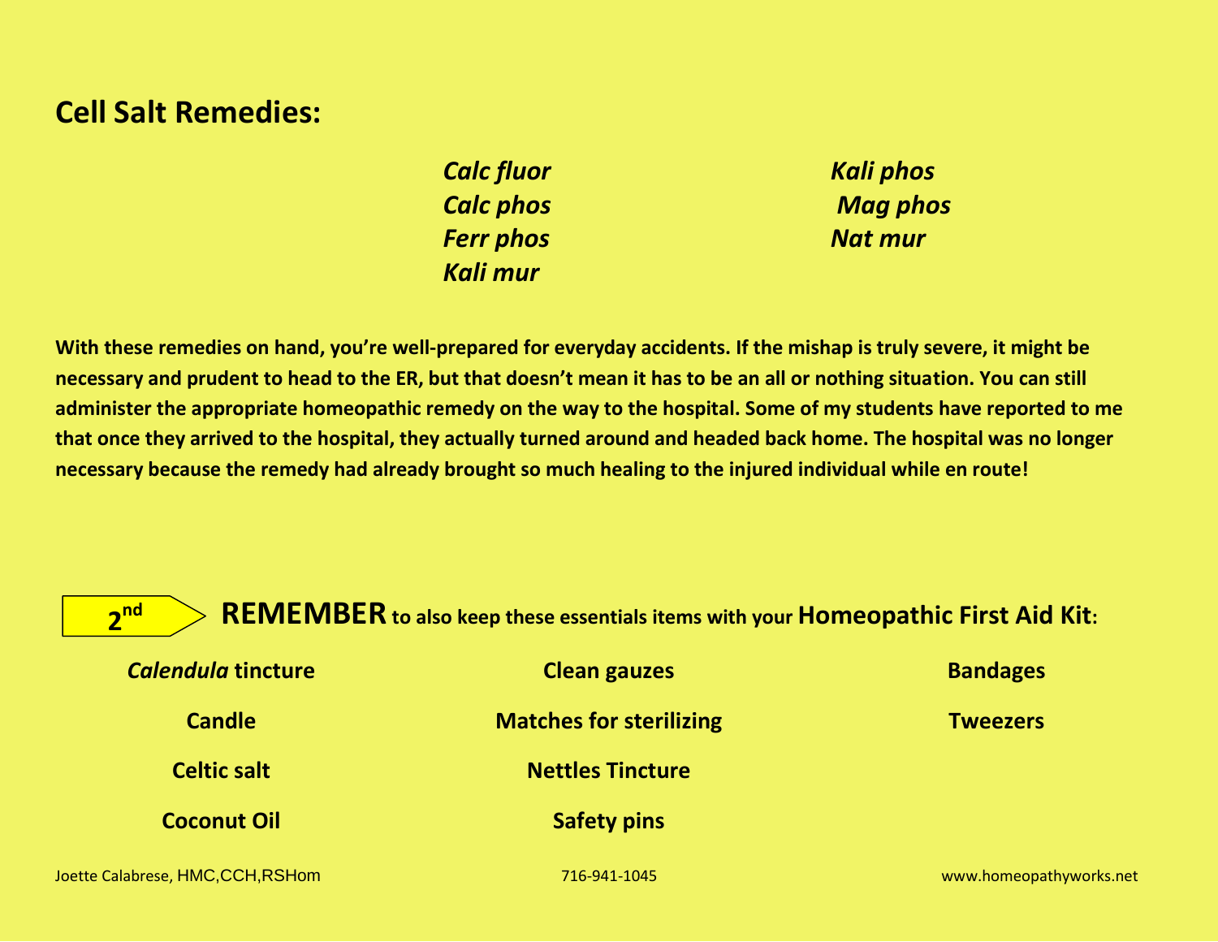## Cell Salt Remedies:

*Calc fluor*
*Calc phos*
*Ferr phos*
*Kali mur*
*Kali phos*
*Mag phos*
*Nat mur*

**With these remedies on hand, you're well-prepared for everyday accidents. If the mishap is truly severe, it might be necessary and prudent to head to the ER, but that doesn't mean it has to be an all or nothing situation. You can still administer the appropriate homeopathic remedy on the way to the hospital. Some of my students have reported to me that once they arrived to the hospital, they actually turned around and headed back home. The hospital was no longer necessary because the remedy had already brought so much healing to the injured individual while en route!**

**2nd** **REMEMBER to also keep these essentials items with your Homeopathic First Aid Kit:**

- ***Calendula*** **tincture**
- **Candle**
- **Celtic salt**
- **Coconut Oil**
- **Clean gauzes**
- **Matches for sterilizing**
- **Nettles Tincture**
- **Safety pins**
- **Bandages**
- **Tweezers**

Joette Calabrese, HMC,CCH,RSHom    716-941-1045    www.homeopathyworks.net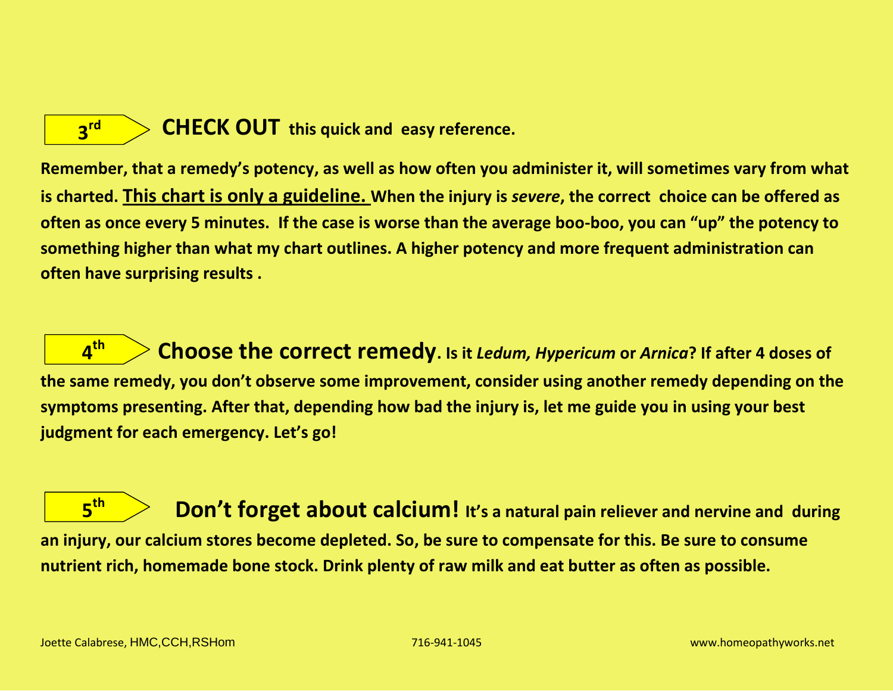## 3rd — CHECK OUT this quick and easy reference.

**Remember, that a remedy's potency, as well as how often you administer it, will sometimes vary from what is charted. <u>This chart is only a guideline.</u> When the injury is *severe*, the correct choice can be offered as often as once every 5 minutes. If the case is worse than the average boo-boo, you can "up" the potency to something higher than what my chart outlines. A higher potency and more frequent administration can often have surprising results .**

## 4th — Choose the correct remedy. Is it *Ledum, Hypericum* or *Arnica*?

**If after 4 doses of the same remedy, you don't observe some improvement, consider using another remedy depending on the symptoms presenting. After that, depending how bad the injury is, let me guide you in using your best judgment for each emergency. Let's go!**

## 5th — Don't forget about calcium!

**It's a natural pain reliever and nervine and during an injury, our calcium stores become depleted. So, be sure to compensate for this. Be sure to consume nutrient rich, homemade bone stock. Drink plenty of raw milk and eat butter as often as possible.**

Joette Calabrese, HMC,CCH,RSHom    716-941-1045    www.homeopathyworks.net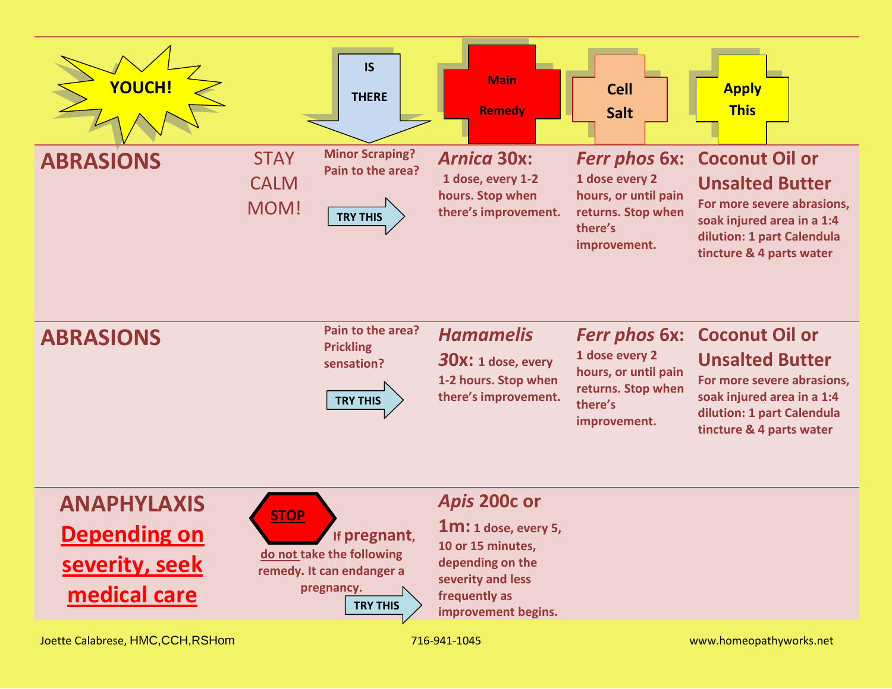| YOUCH! | | IS THERE | Main Remedy | Cell Salt | Apply This |
|---|---|---|---|---|---|
| **ABRASIONS** | STAY CALM MOM! | **Minor Scraping? Pain to the area?** TRY THIS | ***Arnica* 30x:** 1 dose, every 1-2 hours. Stop when there's improvement. | ***Ferr phos* 6x:** 1 dose every 2 hours, or until pain returns. Stop when there's improvement. | **Coconut Oil or Unsalted Butter** For more severe abrasions, soak injured area in a 1:4 dilution: 1 part Calendula tincture & 4 parts water |
| **ABRASIONS** | | **Pain to the area? Prickling sensation?** TRY THIS | ***Hamamelis 30*x:** 1 dose, every 1-2 hours. Stop when there's improvement. | ***Ferr phos* 6x:** 1 dose every 2 hours, or until pain returns. Stop when there's improvement. | **Coconut Oil or Unsalted Butter** For more severe abrasions, soak injured area in a 1:4 dilution: 1 part Calendula tincture & 4 parts water |
| **ANAPHYLAXIS** **Depending on severity, seek medical care** | **STOP** If pregnant, do not take the following remedy. It can endanger a pregnancy. TRY THIS | | ***Apis* 200c or 1m:** 1 dose, every 5, 10 or 15 minutes, depending on the severity and less frequently as improvement begins. | | |

Joette Calabrese, HMC,CCH,RSHom 716-941-1045 www.homeopathyworks.net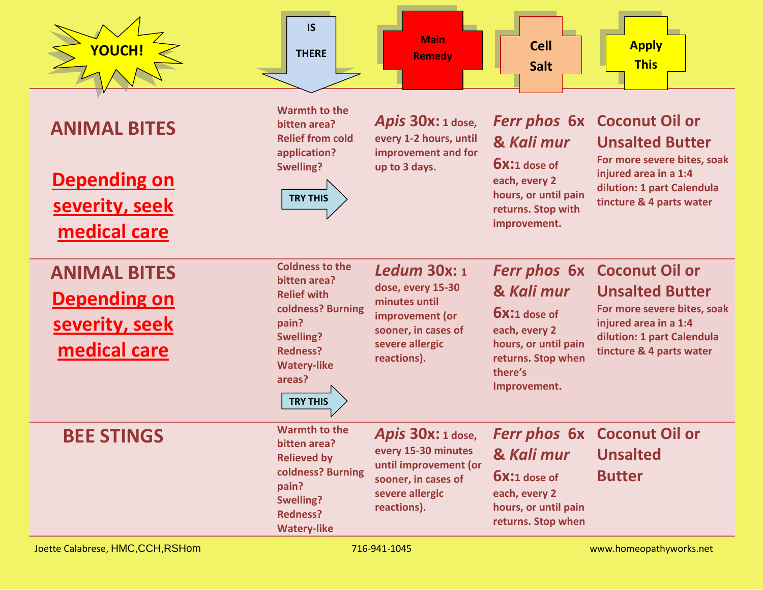| YOUCH! | IS THERE | Main Remedy | Cell Salt | Apply This |
|---|---|---|---|---|
| **ANIMAL BITES**<br><br>**Depending on severity, seek medical care** | Warmth to the bitten area? Relief from cold application? Swelling?<br><br>TRY THIS | ***Apis* 30x:** 1 dose, every 1-2 hours, until improvement and for up to 3 days. | ***Ferr phos* 6x & *Kali mur* 6x:** 1 dose of each, every 2 hours, or until pain returns. Stop with improvement. | **Coconut Oil or Unsalted Butter**<br>For more severe bites, soak injured area in a 1:4 dilution: 1 part Calendula tincture & 4 parts water |
| **ANIMAL BITES**<br>**Depending on severity, seek medical care** | Coldness to the bitten area? Relief with coldness? Burning pain? Swelling? Redness? Watery-like areas?<br><br>TRY THIS | ***Ledum* 30x:** 1 dose, every 15-30 minutes until improvement (or sooner, in cases of severe allergic reactions). | ***Ferr phos* 6x & *Kali mur* 6x:** 1 dose of each, every 2 hours, or until pain returns. Stop when there's Improvement. | **Coconut Oil or Unsalted Butter**<br>For more severe bites, soak injured area in a 1:4 dilution: 1 part Calendula tincture & 4 parts water |
| **BEE STINGS** | Warmth to the bitten area? Relieved by coldness? Burning pain? Swelling? Redness? Watery-like | ***Apis* 30x:** 1 dose, every 15-30 minutes until improvement (or sooner, in cases of severe allergic reactions). | ***Ferr phos* 6x & *Kali mur* 6x:** 1 dose of each, every 2 hours, or until pain returns. Stop when | **Coconut Oil or Unsalted Butter** |

Joette Calabrese, HMC,CCH,RSHom 716-941-1045 www.homeopathyworks.net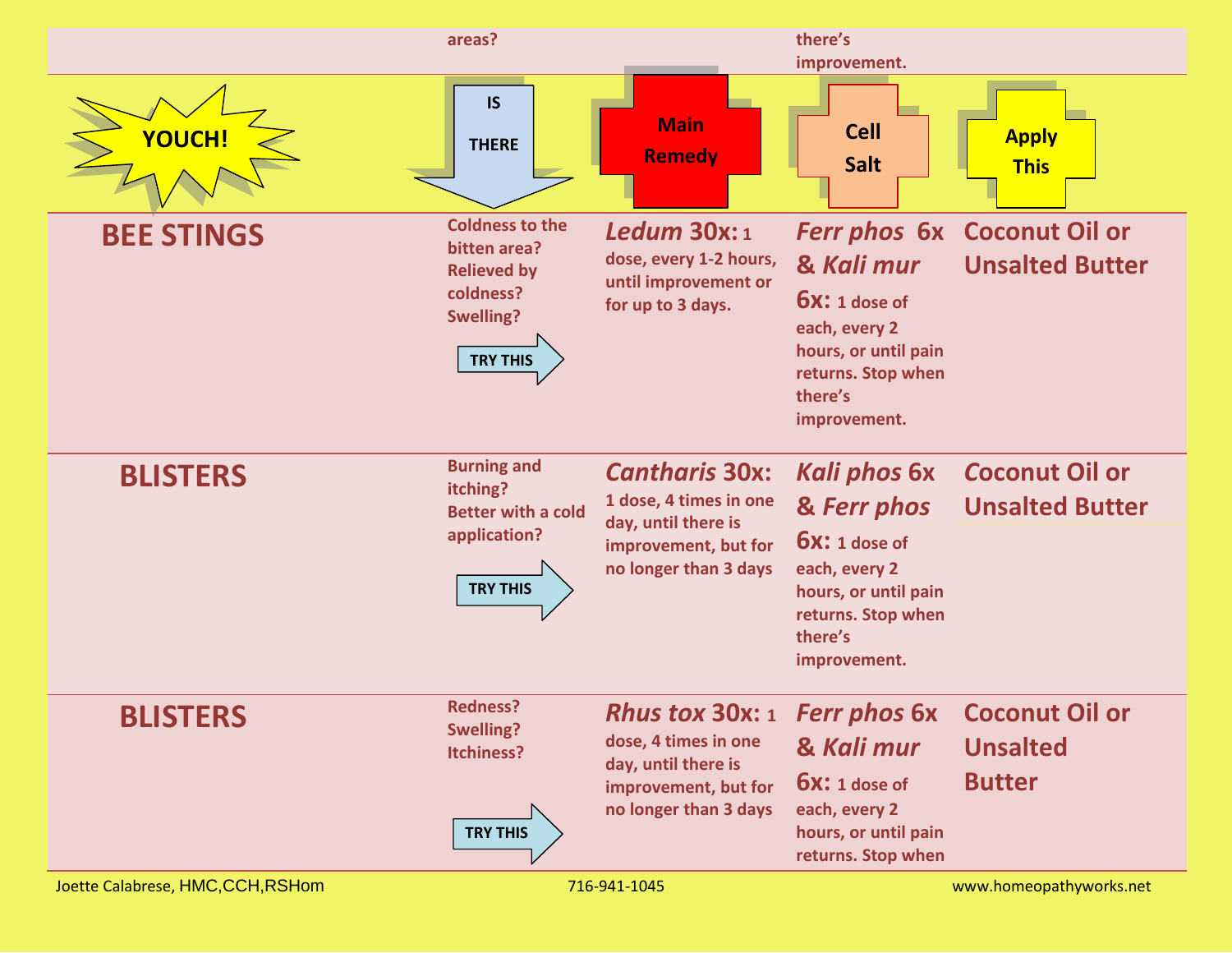| | | | | |
|---|---|---|---|---|
| | areas? | | there's improvement. | |
| YOUCH! | IS THERE | Main Remedy | Cell Salt | Apply This |
| **BEE STINGS** | Coldness to the bitten area? Relieved by coldness? Swelling? TRY THIS | ***Ledum* 30x:** 1 dose, every 1-2 hours, until improvement or for up to 3 days. | ***Ferr phos* 6x & *Kali mur* 6x:** 1 dose of each, every 2 hours, or until pain returns. Stop when there's improvement. | **Coconut Oil or Unsalted Butter** |
| **BLISTERS** | Burning and itching? Better with a cold application? TRY THIS | ***Cantharis* 30x:** 1 dose, 4 times in one day, until there is improvement, but for no longer than 3 days | ***Kali phos* 6x & *Ferr phos* 6x:** 1 dose of each, every 2 hours, or until pain returns. Stop when there's improvement. | **Coconut Oil or Unsalted Butter** |
| **BLISTERS** | Redness? Swelling? Itchiness? TRY THIS | ***Rhus tox* 30x:** 1 dose, 4 times in one day, until there is improvement, but for no longer than 3 days | ***Ferr phos* 6x & *Kali mur* 6x:** 1 dose of each, every 2 hours, or until pain returns. Stop when | **Coconut Oil or Unsalted Butter** |

Joette Calabrese, HMC,CCH,RSHom 716-941-1045 www.homeopathyworks.net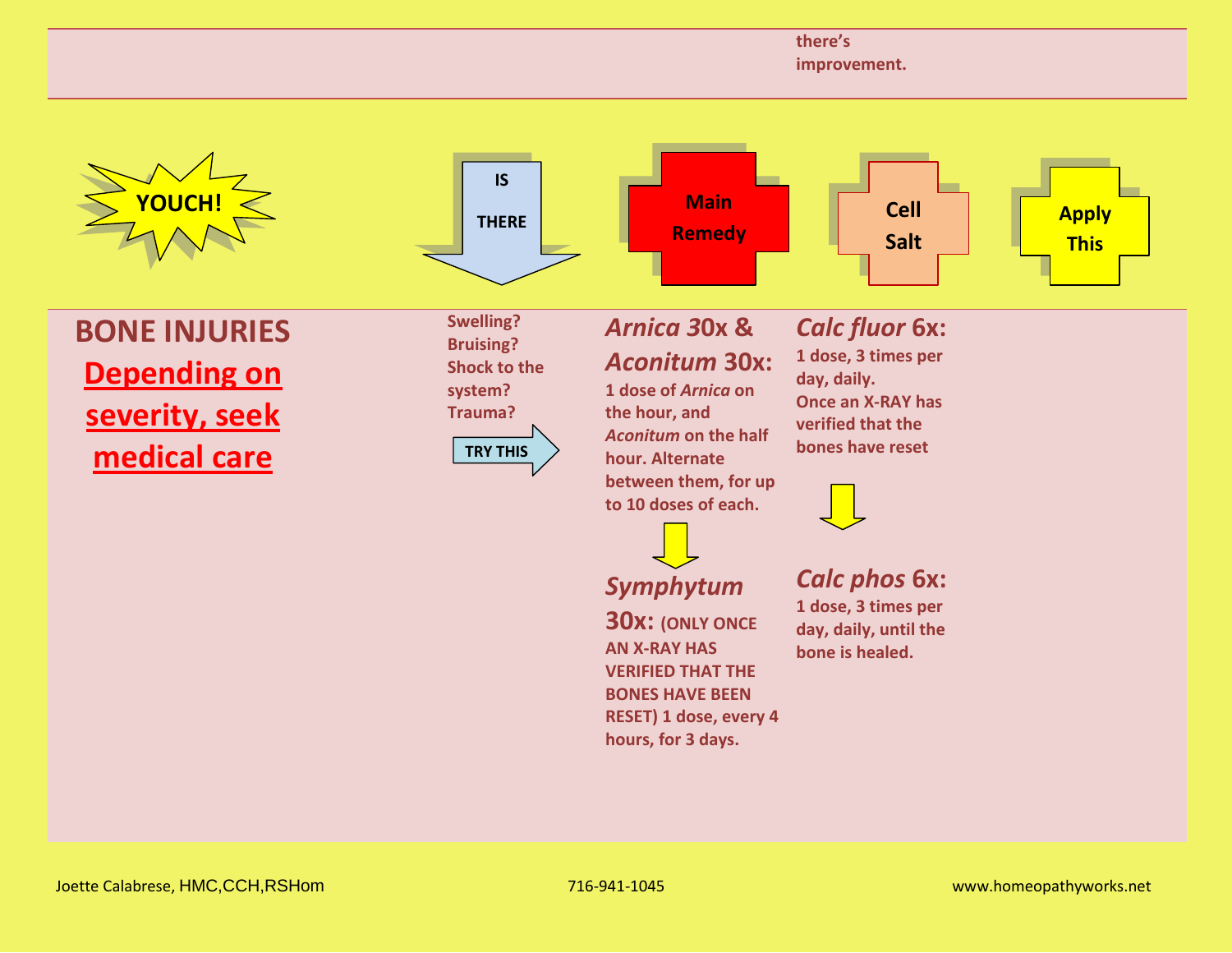| | | | | |
|---|---|---|---|---|
| | | | there's improvement. | |

| YOUCH! | IS THERE | Main Remedy | Cell Salt | Apply This |
|---|---|---|---|---|
| **BONE INJURIES** **Depending on severity, seek medical care** | **Swelling? Bruising? Shock to the system? Trauma?** **TRY THIS** | ***Arnica* 30x & *Aconitum* 30x:** **1 dose of *Arnica* on the hour, and *Aconitum* on the half hour. Alternate between them, for up to 10 doses of each.** ↓ ***Symphytum* 30x: (ONLY ONCE AN X-RAY HAS VERIFIED THAT THE BONES HAVE BEEN RESET) 1 dose, every 4 hours, for 3 days.** | ***Calc fluor* 6x:** **1 dose, 3 times per day, daily. Once an X-RAY has verified that the bones have reset** ↓ ***Calc phos* 6x:** **1 dose, 3 times per day, daily, until the bone is healed.** | |

Joette Calabrese, HMC,CCH,RSHom 716-941-1045 www.homeopathyworks.net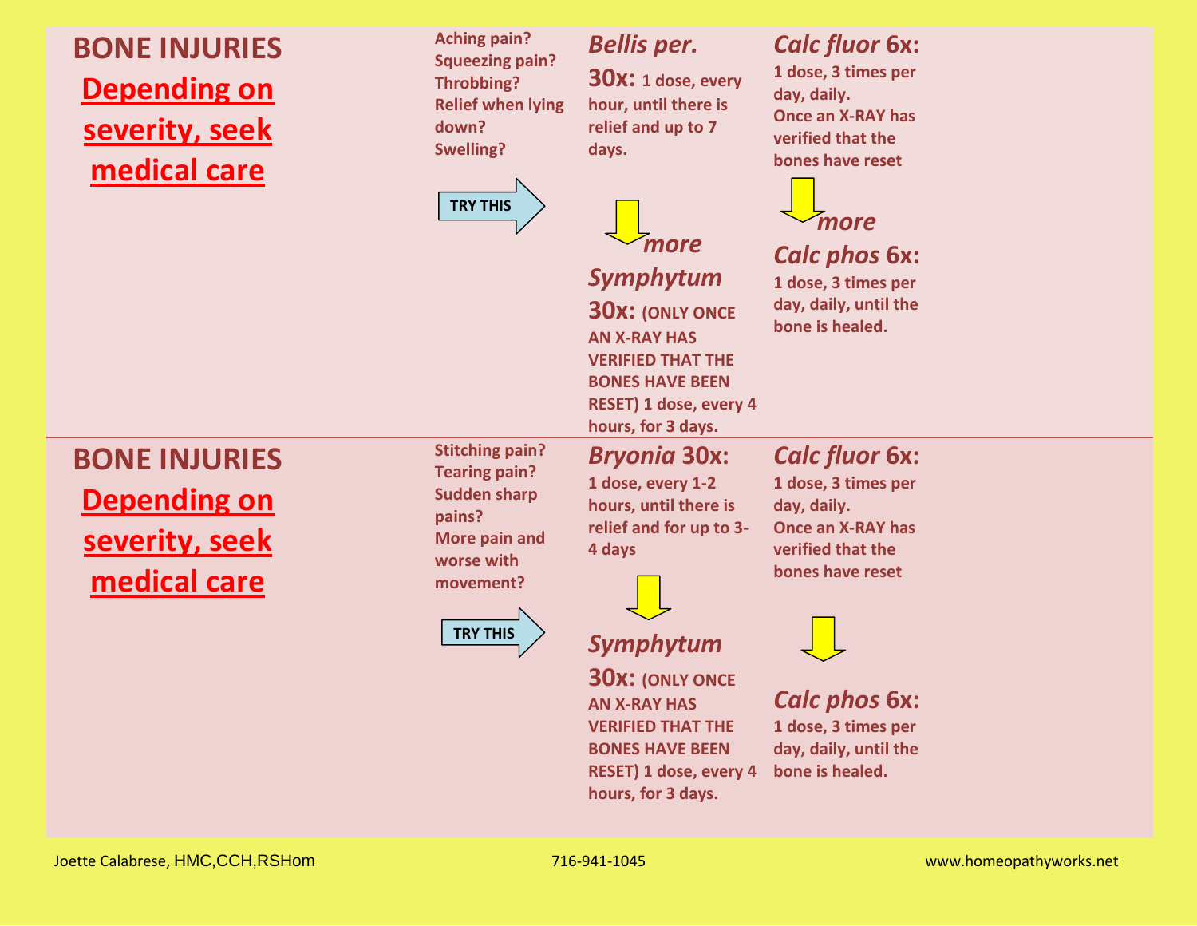## BONE INJURIES

**Depending on severity, seek medical care**

Aching pain?
Squeezing pain?
Throbbing?
Relief when lying down?
Swelling?

TRY THIS →

***Bellis per.* 30x:** 1 dose, every hour, until there is relief and up to 7 days.

↓ *more*

***Symphytum* 30x:** (ONLY ONCE AN X-RAY HAS VERIFIED THAT THE BONES HAVE BEEN RESET) 1 dose, every 4 hours, for 3 days.

***Calc fluor* 6x:** 1 dose, 3 times per day, daily. Once an X-RAY has verified that the bones have reset

↓ *more*

***Calc phos* 6x:** 1 dose, 3 times per day, daily, until the bone is healed.

## BONE INJURIES

**Depending on severity, seek medical care**

Stitching pain?
Tearing pain?
Sudden sharp pains?
More pain and worse with movement?

TRY THIS →

***Bryonia* 30x:** 1 dose, every 1-2 hours, until there is relief and for up to 3-4 days

↓

***Symphytum* 30x:** (ONLY ONCE AN X-RAY HAS VERIFIED THAT THE BONES HAVE BEEN RESET) 1 dose, every 4 hours, for 3 days.

***Calc fluor* 6x:** 1 dose, 3 times per day, daily. Once an X-RAY has verified that the bones have reset

↓

***Calc phos* 6x:** 1 dose, 3 times per day, daily, until the bone is healed.

Joette Calabrese, HMC,CCH,RSHom | 716-941-1045 | www.homeopathyworks.net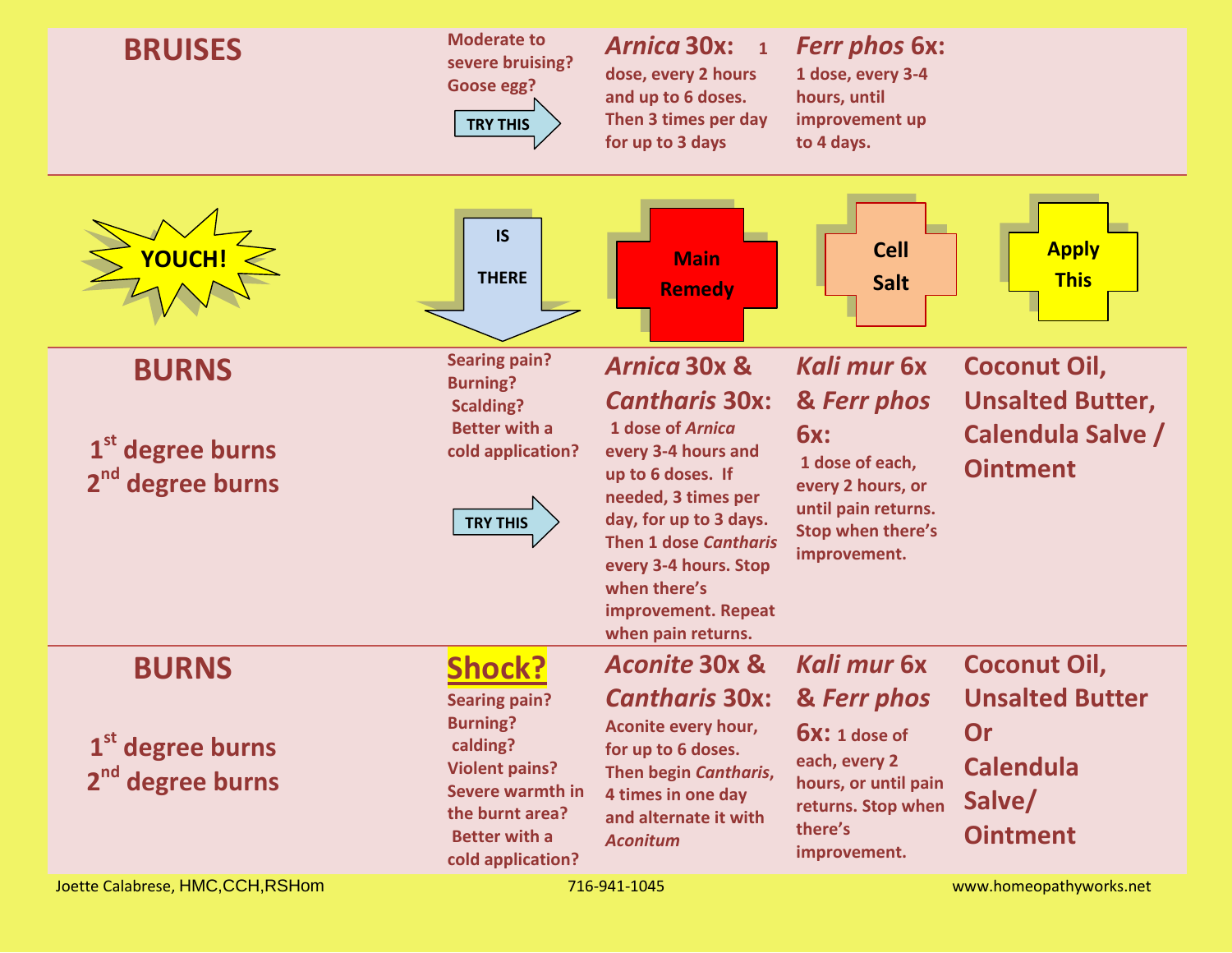| | | | | |
|---|---|---|---|---|
| **BRUISES** | Moderate to severe bruising? Goose egg? **TRY THIS** → | ***Arnica* 30x:** 1 dose, every 2 hours and up to 6 doses. Then 3 times per day for up to 3 days | ***Ferr phos* 6x:** 1 dose, every 3-4 hours, until improvement up to 4 days. | |
| **YOUCH!** | **IS THERE** | **Main Remedy** | **Cell Salt** | **Apply This** |
| **BURNS** 1[st] degree burns 2[nd] degree burns | Searing pain? Burning? Scalding? Better with a cold application? **TRY THIS** → | ***Arnica* 30x & *Cantharis* 30x:** 1 dose of *Arnica* every 3-4 hours and up to 6 doses. If needed, 3 times per day, for up to 3 days. Then 1 dose *Cantharis* every 3-4 hours. Stop when there's improvement. Repeat when pain returns. | ***Kali mur* 6x & *Ferr phos* 6x:** 1 dose of each, every 2 hours, or until pain returns. Stop when there's improvement. | **Coconut Oil, Unsalted Butter, Calendula Salve / Ointment** |
| **BURNS** 1[st] degree burns 2[nd] degree burns | **Shock?** Searing pain? Burning? calding? Violent pains? Severe warmth in the burnt area? Better with a cold application? | ***Aconite* 30x & *Cantharis* 30x:** Aconite every hour, for up to 6 doses. Then begin *Cantharis*, 4 times in one day and alternate it with *Aconitum* | ***Kali mur* 6x & *Ferr phos* 6x:** 1 dose of each, every 2 hours, or until pain returns. Stop when there's improvement. | **Coconut Oil, Unsalted Butter Or Calendula Salve/ Ointment** |

Joette Calabrese, HMC,CCH,RSHom 716-941-1045 www.homeopathyworks.net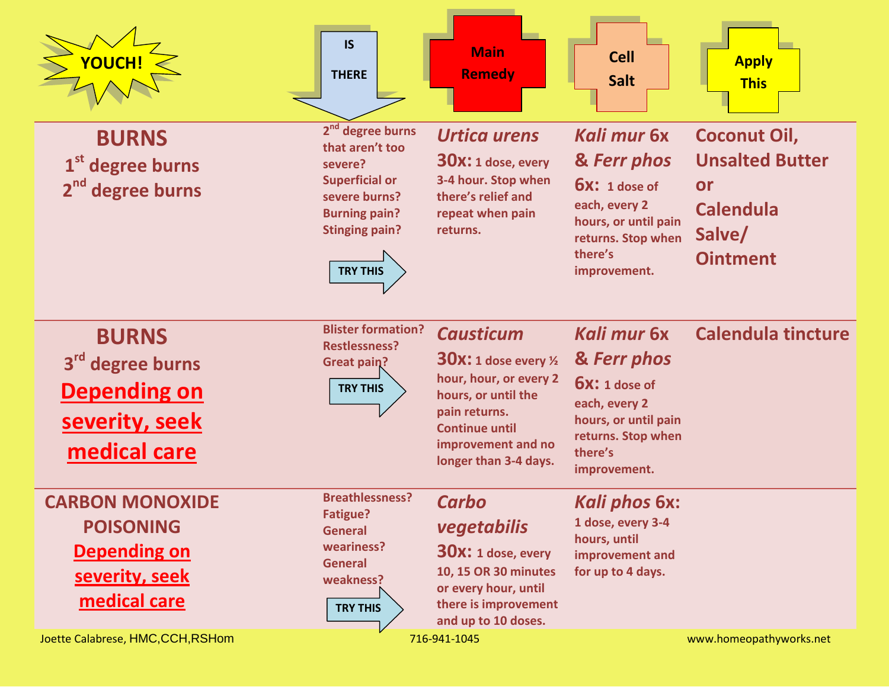| YOUCH! | IS THERE | Main Remedy | Cell Salt | Apply This |
|---|---|---|---|---|
| **BURNS**<br>1st degree burns<br>2nd degree burns | 2nd degree burns that aren't too severe?<br>Superficial or severe burns?<br>Burning pain?<br>Stinging pain?<br>TRY THIS | *Urtica urens* **30x:** 1 dose, every 3-4 hour. Stop when there's relief and repeat when pain returns. | *Kali mur* 6x & *Ferr phos* **6x:** 1 dose of each, every 2 hours, or until pain returns. Stop when there's improvement. | Coconut Oil, Unsalted Butter or Calendula Salve/ Ointment |
| **BURNS**<br>3rd degree burns<br>**Depending on severity, seek medical care** | Blister formation?<br>Restlessness?<br>Great pain?<br>TRY THIS | *Causticum* **30x:** 1 dose every ½ hour, hour, or every 2 hours, or until the pain returns. Continue until improvement and no longer than 3-4 days. | *Kali mur* 6x & *Ferr phos* **6x:** 1 dose of each, every 2 hours, or until pain returns. Stop when there's improvement. | Calendula tincture |
| **CARBON MONOXIDE POISONING**<br>**Depending on severity, seek medical care** | Breathlessness?<br>Fatigue?<br>General weariness?<br>General weakness?<br>TRY THIS | *Carbo vegetabilis* **30x:** 1 dose, every 10, 15 OR 30 minutes or every hour, until there is improvement and up to 10 doses. | *Kali phos* **6x:** 1 dose, every 3-4 hours, until improvement and for up to 4 days. | |

Joette Calabrese, HMC,CCH,RSHom 716-941-1045 www.homeopathyworks.net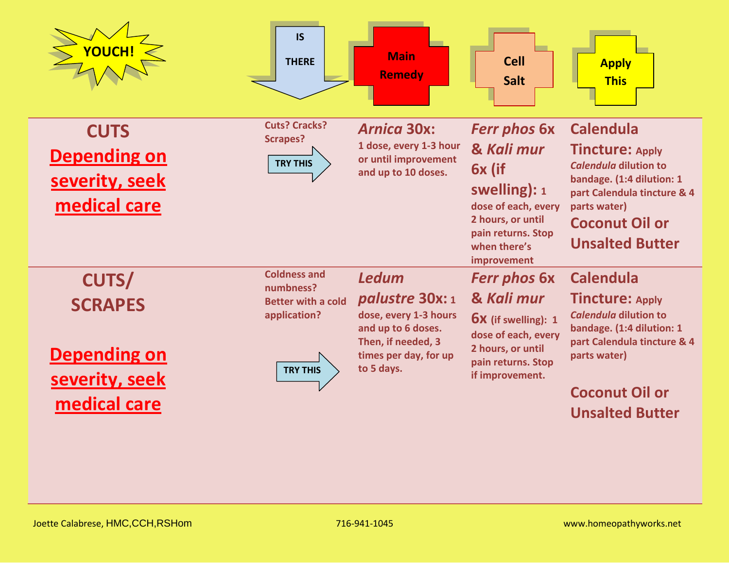| YOUCH! | IS THERE | Main Remedy | Cell Salt | Apply This |
|---|---|---|---|---|
| **CUTS** **Depending on severity, seek medical care** | Cuts? Cracks? Scrapes? TRY THIS | ***Arnica* 30x:** 1 dose, every 1-3 hour or until improvement and up to 10 doses. | ***Ferr phos* 6x & *Kali mur* 6x (if swelling):** 1 dose of each, every 2 hours, or until pain returns. Stop when there's improvement | **Calendula Tincture:** Apply *Calendula* dilution to bandage. (1:4 dilution: 1 part Calendula tincture & 4 parts water) **Coconut Oil or Unsalted Butter** |
| **CUTS/ SCRAPES** **Depending on severity, seek medical care** | Coldness and numbness? Better with a cold application? TRY THIS | ***Ledum palustre* 30x:** 1 dose, every 1-3 hours and up to 6 doses. Then, if needed, 3 times per day, for up to 5 days. | ***Ferr phos* 6x & *Kali mur* 6x** (if swelling): 1 dose of each, every 2 hours, or until pain returns. Stop if improvement. | **Calendula Tincture:** Apply *Calendula* dilution to bandage. (1:4 dilution: 1 part Calendula tincture & 4 parts water) **Coconut Oil or Unsalted Butter** |

Joette Calabrese, HMC,CCH,RSHom 716-941-1045 www.homeopathyworks.net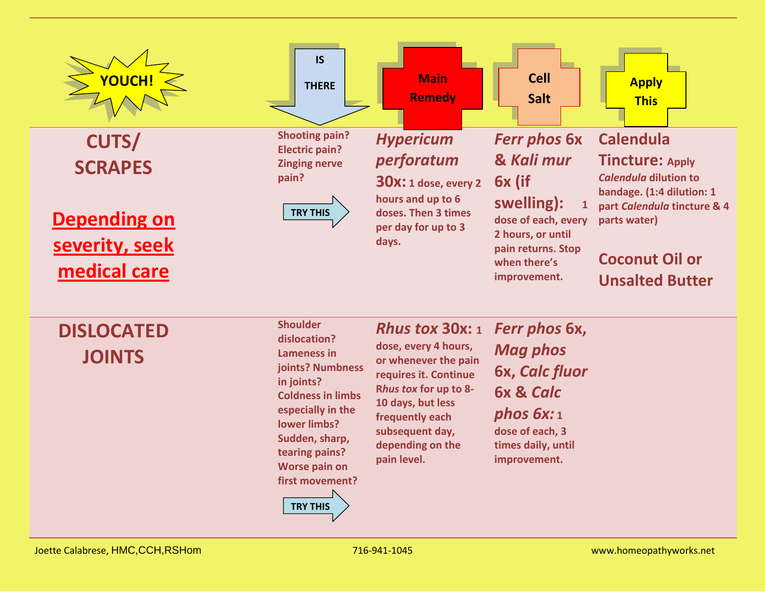| YOUCH! | IS THERE | Main Remedy | Cell Salt | Apply This |
|---|---|---|---|---|
| **CUTS/ SCRAPES**<br><br>**Depending on severity, seek medical care** | Shooting pain? Electric pain? Zinging nerve pain?<br><br>TRY THIS | ***Hypericum perforatum* 30x:** 1 dose, every 2 hours and up to 6 doses. Then 3 times per day for up to 3 days. | ***Ferr phos* 6x & *Kali mur* 6x (if swelling):** 1 dose of each, every 2 hours, or until pain returns. Stop when there's improvement. | **Calendula Tincture:** Apply *Calendula* dilution to bandage. (1:4 dilution: 1 part *Calendula* tincture & 4 parts water)<br><br>**Coconut Oil or Unsalted Butter** |
| **DISLOCATED JOINTS** | Shoulder dislocation? Lameness in joints? Numbness in joints? Coldness in limbs especially in the lower limbs? Sudden, sharp, tearing pains? Worse pain on first movement?<br><br>TRY THIS | ***Rhus tox* 30x:** 1 dose, every 4 hours, or whenever the pain requires it. Continue R*hus tox* for up to 8-10 days, but less frequently each subsequent day, depending on the pain level. | ***Ferr phos* 6x, *Mag phos* 6x, *Calc fluor* 6x & *Calc phos* 6x:** 1 dose of each, 3 times daily, until improvement. | |

Joette Calabrese, HMC,CCH,RSHom 716-941-1045 www.homeopathyworks.net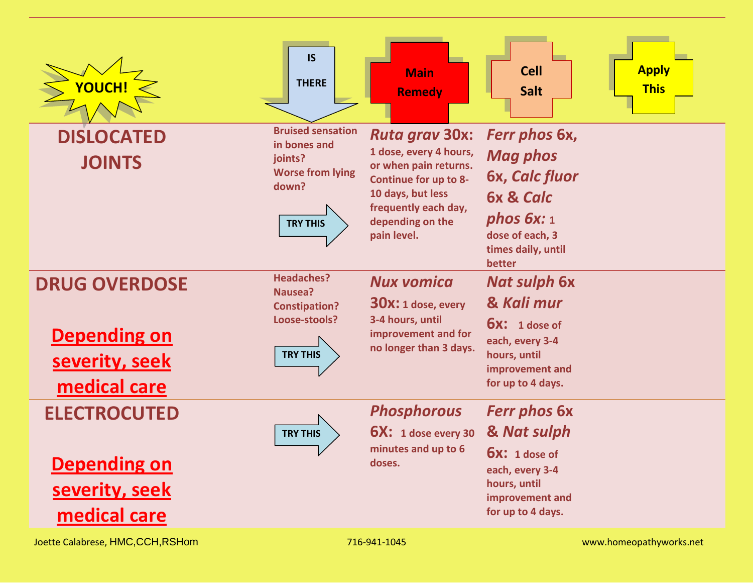| YOUCH! | IS THERE | Main Remedy | Cell Salt | Apply This |
|---|---|---|---|---|
| **DISLOCATED JOINTS** | Bruised sensation in bones and joints? Worse from lying down? TRY THIS | ***Ruta grav* 30x:** 1 dose, every 4 hours, or when pain returns. Continue for up to 8-10 days, but less frequently each day, depending on the pain level. | ***Ferr phos* 6x, *Mag phos* 6x, *Calc fluor* 6x & *Calc phos* 6x:** 1 dose of each, 3 times daily, until better | |
| **DRUG OVERDOSE** <br> **Depending on severity, seek medical care** | Headaches? Nausea? Constipation? Loose-stools? TRY THIS | ***Nux vomica* 30x:** 1 dose, every 3-4 hours, until improvement and for no longer than 3 days. | ***Nat sulph* 6x & *Kali mur* 6x:** 1 dose of each, every 3-4 hours, until improvement and for up to 4 days. | |
| **ELECTROCUTED** <br> **Depending on severity, seek medical care** | TRY THIS | ***Phosphorous* 6X:** 1 dose every 30 minutes and up to 6 doses. | ***Ferr phos* 6x & *Nat sulph* 6x:** 1 dose of each, every 3-4 hours, until improvement and for up to 4 days. | |

Joette Calabrese, HMC,CCH,RSHom    716-941-1045    www.homeopathyworks.net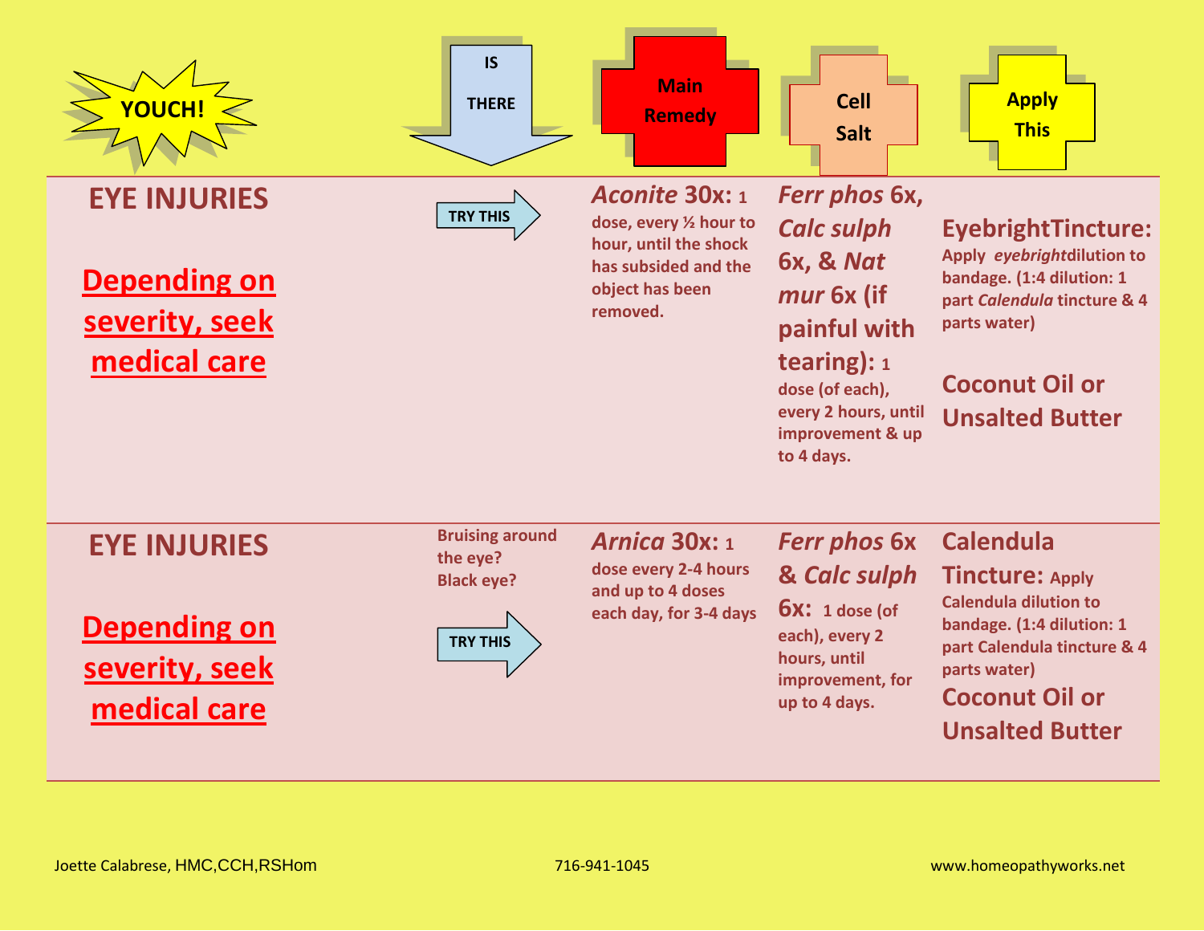| YOUCH! | IS THERE | Main Remedy | Cell Salt | Apply This |
|---|---|---|---|---|
| **EYE INJURIES**<br><br>**Depending on severity, seek medical care** | TRY THIS | ***Aconite* 30x:** 1 dose, every ½ hour to hour, until the shock has subsided and the object has been removed. | ***Ferr phos* 6x, *Calc sulph* 6x, & *Nat mur* 6x (if painful with tearing):** 1 dose (of each), every 2 hours, until improvement & up to 4 days. | **EyebrightTincture:** Apply *eyebright*dilution to bandage. (1:4 dilution: 1 part *Calendula* tincture & 4 parts water)<br><br>**Coconut Oil or Unsalted Butter** |
| **EYE INJURIES**<br><br>**Depending on severity, seek medical care** | Bruising around the eye? Black eye?<br><br>TRY THIS | ***Arnica* 30x:** 1 dose every 2-4 hours and up to 4 doses each day, for 3-4 days | ***Ferr phos* 6x & *Calc sulph* 6x:** 1 dose (of each), every 2 hours, until improvement, for up to 4 days. | **Calendula Tincture:** Apply Calendula dilution to bandage. (1:4 dilution: 1 part Calendula tincture & 4 parts water)<br>**Coconut Oil or Unsalted Butter** |

Joette Calabrese, HMC,CCH,RSHom 716-941-1045 www.homeopathyworks.net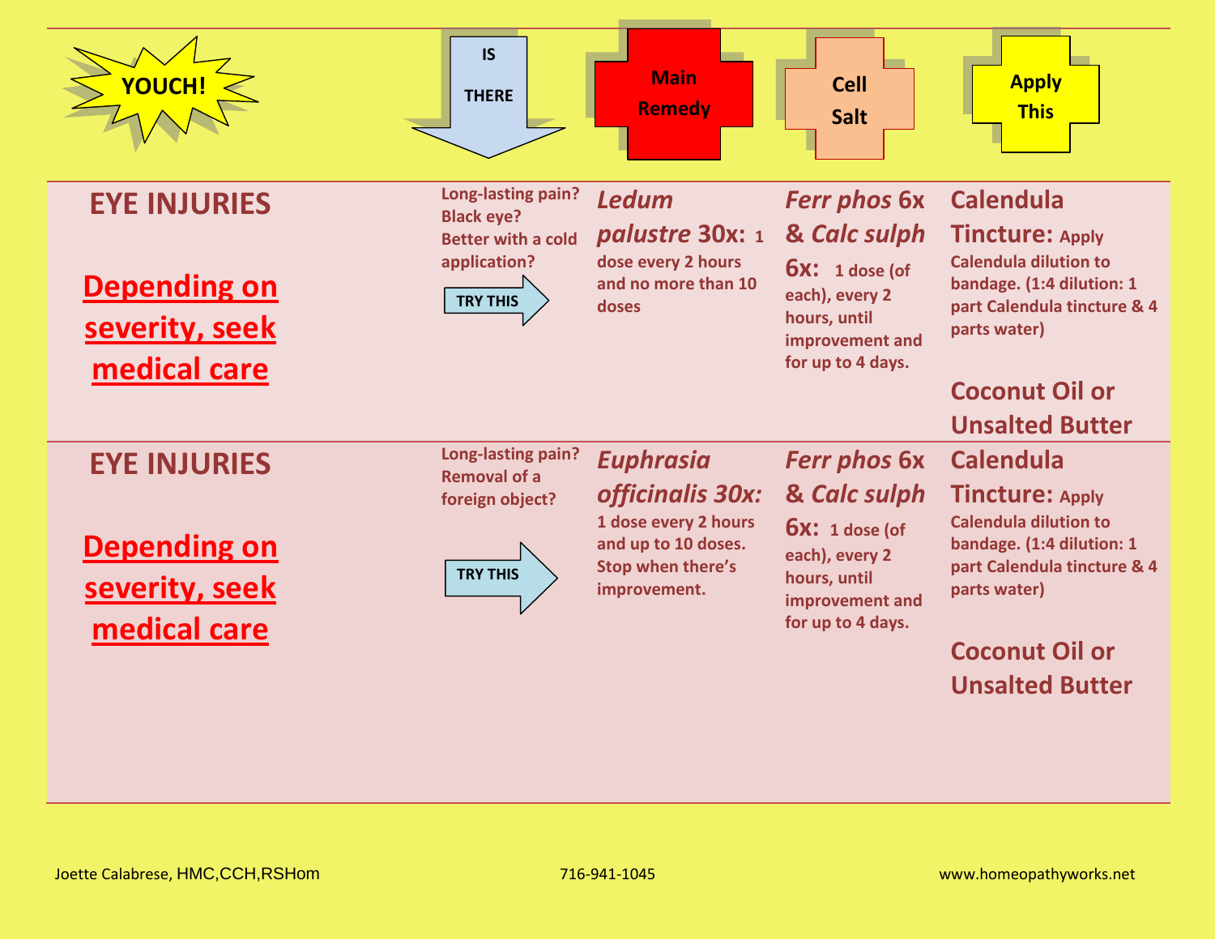| YOUCH! | IS THERE | Main Remedy | Cell Salt | Apply This |
|---|---|---|---|---|
| **EYE INJURIES**<br><br>**Depending on severity, seek medical care** | Long-lasting pain? Black eye? Better with a cold application?<br><br>TRY THIS | ***Ledum palustre* 30x:** 1 dose every 2 hours and no more than 10 doses | ***Ferr phos* 6x & *Calc sulph* 6x:** 1 dose (of each), every 2 hours, until improvement and for up to 4 days. | **Calendula Tincture:** Apply Calendula dilution to bandage. (1:4 dilution: 1 part Calendula tincture & 4 parts water)<br><br>**Coconut Oil or Unsalted Butter** |
| **EYE INJURIES**<br><br>**Depending on severity, seek medical care** | Long-lasting pain? Removal of a foreign object?<br><br>TRY THIS | ***Euphrasia officinalis 30x:*** 1 dose every 2 hours and up to 10 doses. Stop when there's improvement. | ***Ferr phos* 6x & *Calc sulph* 6x:** 1 dose (of each), every 2 hours, until improvement and for up to 4 days. | **Calendula Tincture:** Apply Calendula dilution to bandage. (1:4 dilution: 1 part Calendula tincture & 4 parts water)<br><br>**Coconut Oil or Unsalted Butter** |

Joette Calabrese, HMC,CCH,RSHom    716-941-1045    www.homeopathyworks.net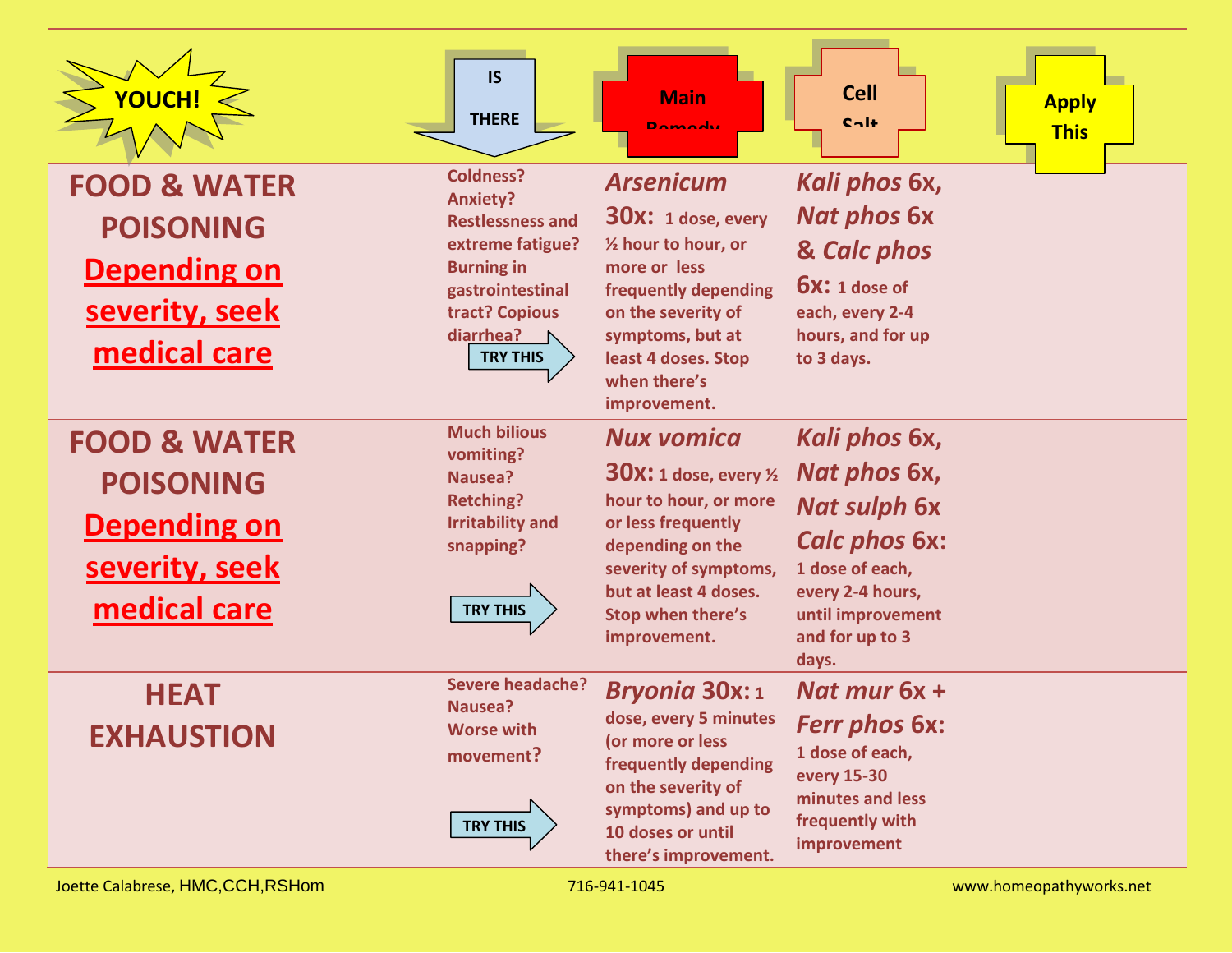| YOUCH! | IS THERE | Main Remedy | Cell Salt | Apply This |
|---|---|---|---|---|
| **FOOD & WATER POISONING** **Depending on severity, seek medical care** | Coldness? Anxiety? Restlessness and extreme fatigue? Burning in gastrointestinal tract? Copious diarrhea? TRY THIS | ***Arsenicum* 30x:** 1 dose, every ½ hour to hour, or more or less frequently depending on the severity of symptoms, but at least 4 doses. Stop when there's improvement. | ***Kali phos* 6x, *Nat phos* 6x & *Calc phos* 6x:** 1 dose of each, every 2-4 hours, and for up to 3 days. | |
| **FOOD & WATER POISONING** **Depending on severity, seek medical care** | Much bilious vomiting? Nausea? Retching? Irritability and snapping? TRY THIS | ***Nux vomica* 30x:** 1 dose, every ½ hour to hour, or more or less frequently depending on the severity of symptoms, but at least 4 doses. Stop when there's improvement. | ***Kali phos* 6x, *Nat phos* 6x, *Nat sulph* 6x *Calc phos* 6x:** 1 dose of each, every 2-4 hours, until improvement and for up to 3 days. | |
| **HEAT EXHAUSTION** | Severe headache? Nausea? Worse with movement? TRY THIS | ***Bryonia* 30x:** 1 dose, every 5 minutes (or more or less frequently depending on the severity of symptoms) and up to 10 doses or until there's improvement. | ***Nat mur* 6x + *Ferr phos* 6x:** 1 dose of each, every 15-30 minutes and less frequently with improvement | |

Joette Calabrese, HMC,CCH,RSHom 716-941-1045 www.homeopathyworks.net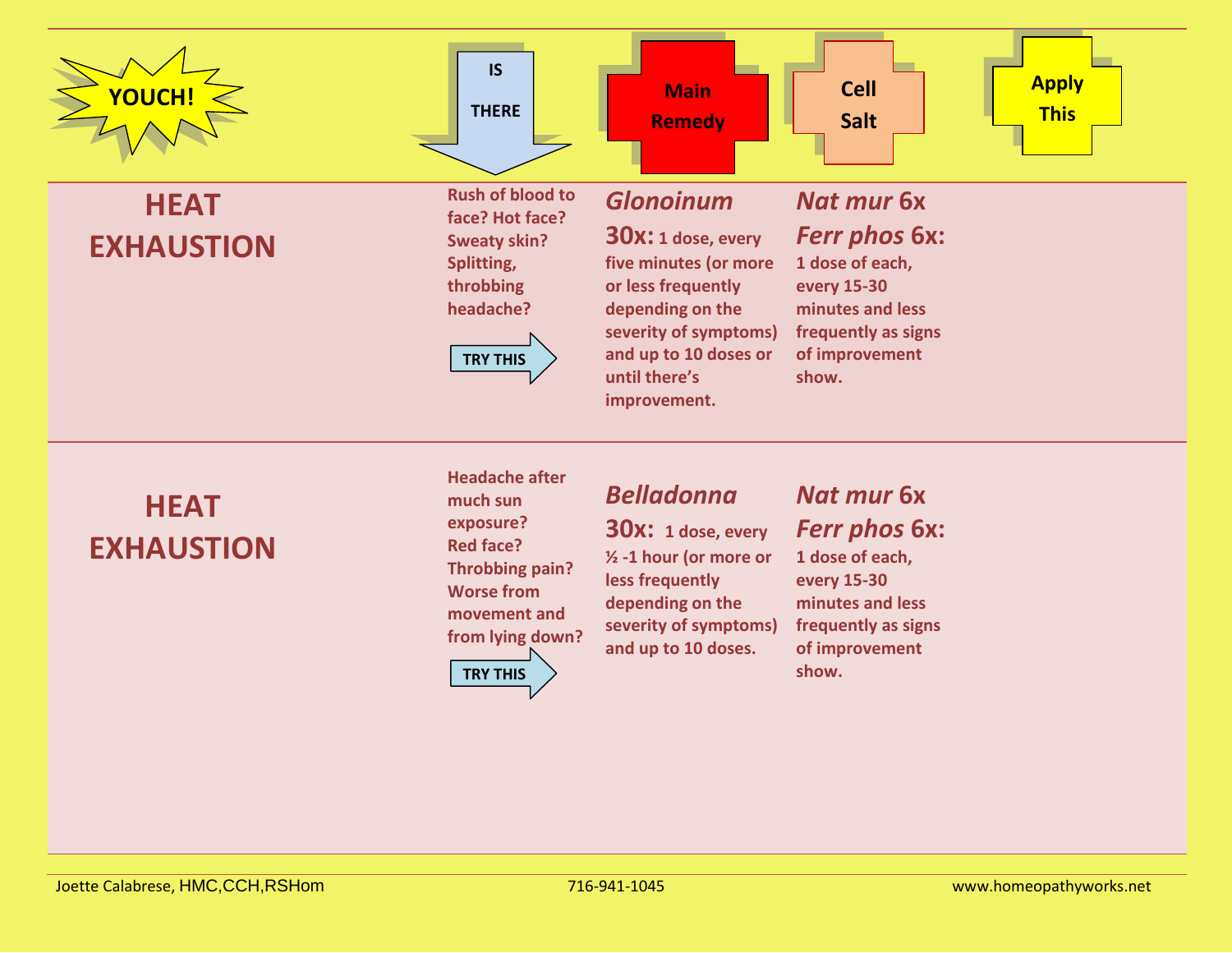| YOUCH! | IS THERE | Main Remedy | Cell Salt | Apply This |
|---|---|---|---|---|
| **HEAT EXHAUSTION** | **Rush of blood to face? Hot face? Sweaty skin? Splitting, throbbing headache?** TRY THIS | ***Glonoinum* 30x: 1 dose, every five minutes (or more or less frequently depending on the severity of symptoms) and up to 10 doses or until there's improvement.** | ***Nat mur* 6x *Ferr phos* 6x: 1 dose of each, every 15-30 minutes and less frequently as signs of improvement show.** | |
| **HEAT EXHAUSTION** | **Headache after much sun exposure? Red face? Throbbing pain? Worse from movement and from lying down?** TRY THIS | ***Belladonna* 30x: 1 dose, every ½ -1 hour (or more or less frequently depending on the severity of symptoms) and up to 10 doses.** | ***Nat mur* 6x *Ferr phos* 6x: 1 dose of each, every 15-30 minutes and less frequently as signs of improvement show.** | |

Joette Calabrese, HMC,CCH,RSHom 716-941-1045 www.homeopathyworks.net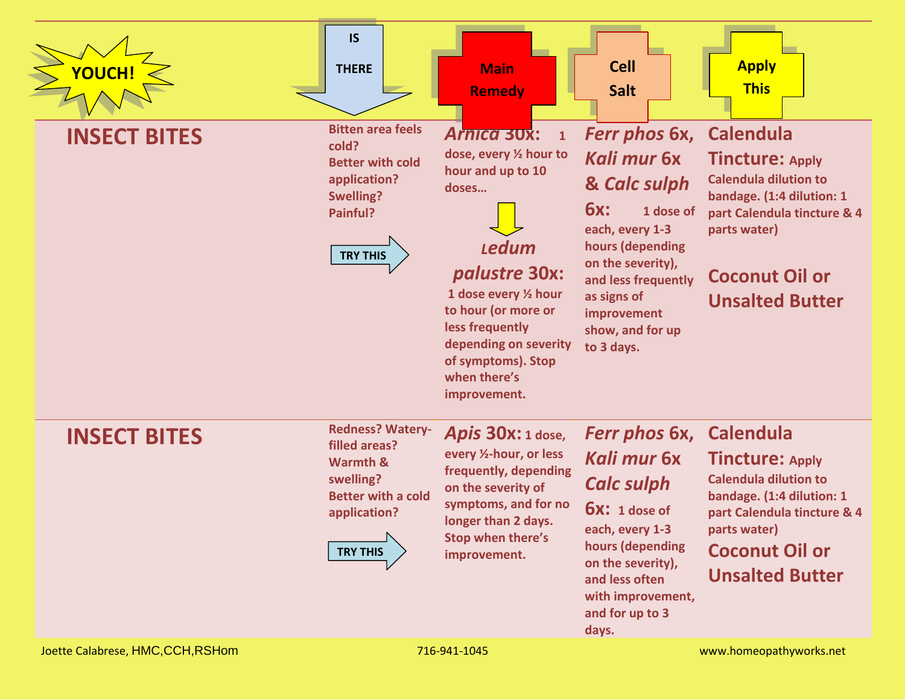| YOUCH! | IS THERE | Main Remedy | Cell Salt | Apply This |
|---|---|---|---|---|
| **INSECT BITES** | Bitten area feels cold? Better with cold application? Swelling? Painful? **TRY THIS** | ***Arnica* 30x:** 1 dose, every ½ hour to hour and up to 10 doses… ***Ledum palustre* 30x:** 1 dose every ½ hour to hour (or more or less frequently depending on severity of symptoms). Stop when there's improvement. | ***Ferr phos* 6x, *Kali mur* 6x & *Calc sulph* 6x:** 1 dose of each, every 1-3 hours (depending on the severity), and less frequently as signs of improvement show, and for up to 3 days. | **Calendula Tincture:** Apply Calendula dilution to bandage. (1:4 dilution: 1 part Calendula tincture & 4 parts water) **Coconut Oil or Unsalted Butter** |
| **INSECT BITES** | Redness? Watery-filled areas? Warmth & swelling? Better with a cold application? **TRY THIS** | ***Apis* 30x:** 1 dose, every ½-hour, or less frequently, depending on the severity of symptoms, and for no longer than 2 days. Stop when there's improvement. | ***Ferr phos* 6x, *Kali mur* 6x *Calc sulph* 6x:** 1 dose of each, every 1-3 hours (depending on the severity), and less often with improvement, and for up to 3 days. | **Calendula Tincture:** Apply Calendula dilution to bandage. (1:4 dilution: 1 part Calendula tincture & 4 parts water) **Coconut Oil or Unsalted Butter** |

Joette Calabrese, HMC,CCH,RSHom 716-941-1045 www.homeopathyworks.net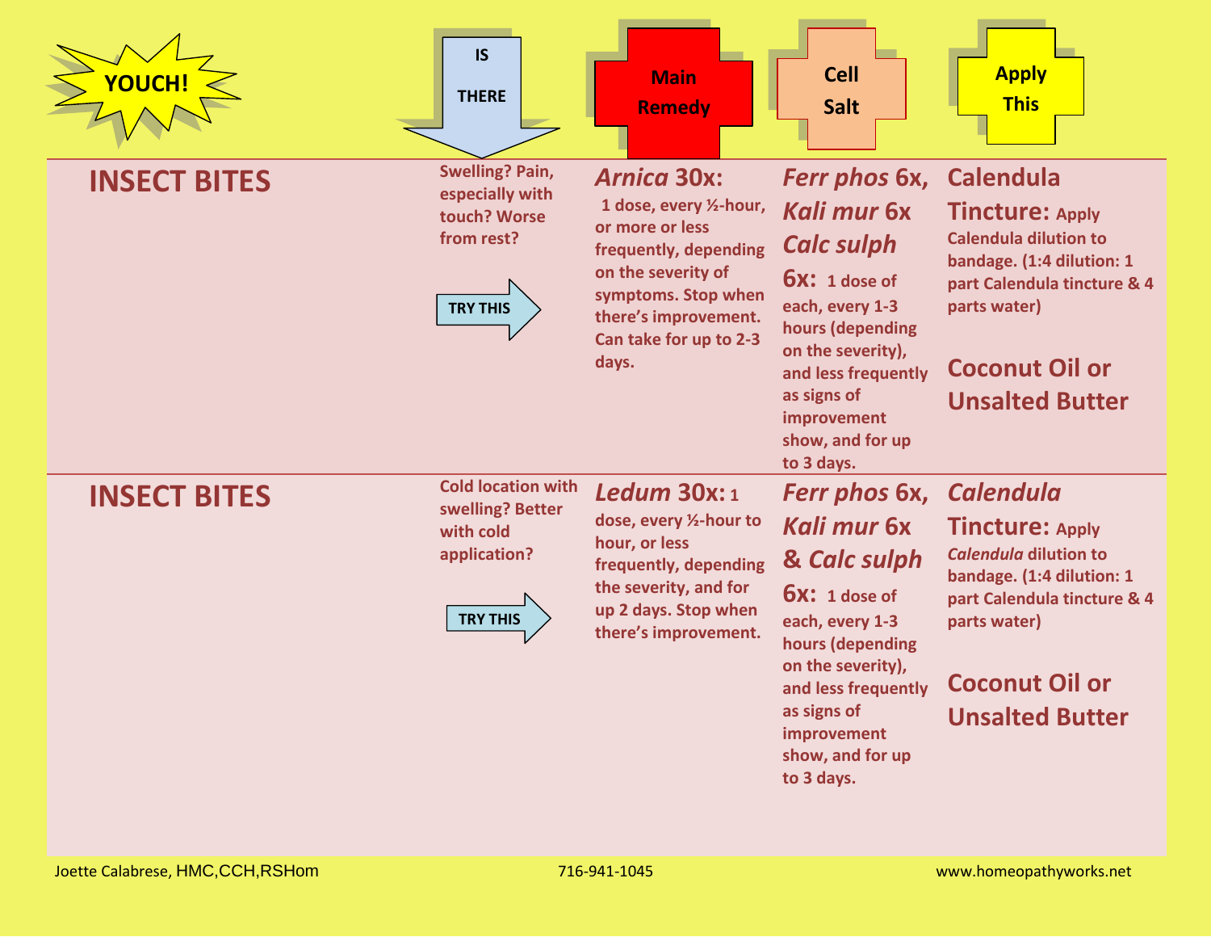| YOUCH! | IS THERE | Main Remedy | Cell Salt | Apply This |
|---|---|---|---|---|
| **INSECT BITES** | Swelling? Pain, especially with touch? Worse from rest? TRY THIS | ***Arnica* 30x:** 1 dose, every ½-hour, or more or less frequently, depending on the severity of symptoms. Stop when there's improvement. Can take for up to 2-3 days. | ***Ferr phos* 6x, *Kali mur* 6x *Calc sulph* 6x:** 1 dose of each, every 1-3 hours (depending on the severity), and less frequently as signs of improvement show, and for up to 3 days. | **Calendula Tincture:** Apply Calendula dilution to bandage. (1:4 dilution: 1 part Calendula tincture & 4 parts water)<br><br>**Coconut Oil or Unsalted Butter** |
| **INSECT BITES** | Cold location with swelling? Better with cold application? TRY THIS | ***Ledum* 30x:** 1 dose, every ½-hour to hour, or less frequently, depending the severity, and for up 2 days. Stop when there's improvement. | ***Ferr phos* 6x, *Kali mur* 6x & *Calc sulph* 6x:** 1 dose of each, every 1-3 hours (depending on the severity), and less frequently as signs of improvement show, and for up to 3 days. | ***Calendula* Tincture:** Apply *Calendula* dilution to bandage. (1:4 dilution: 1 part Calendula tincture & 4 parts water)<br><br>**Coconut Oil or Unsalted Butter** |

Joette Calabrese, HMC,CCH,RSHom    716-941-1045    www.homeopathyworks.net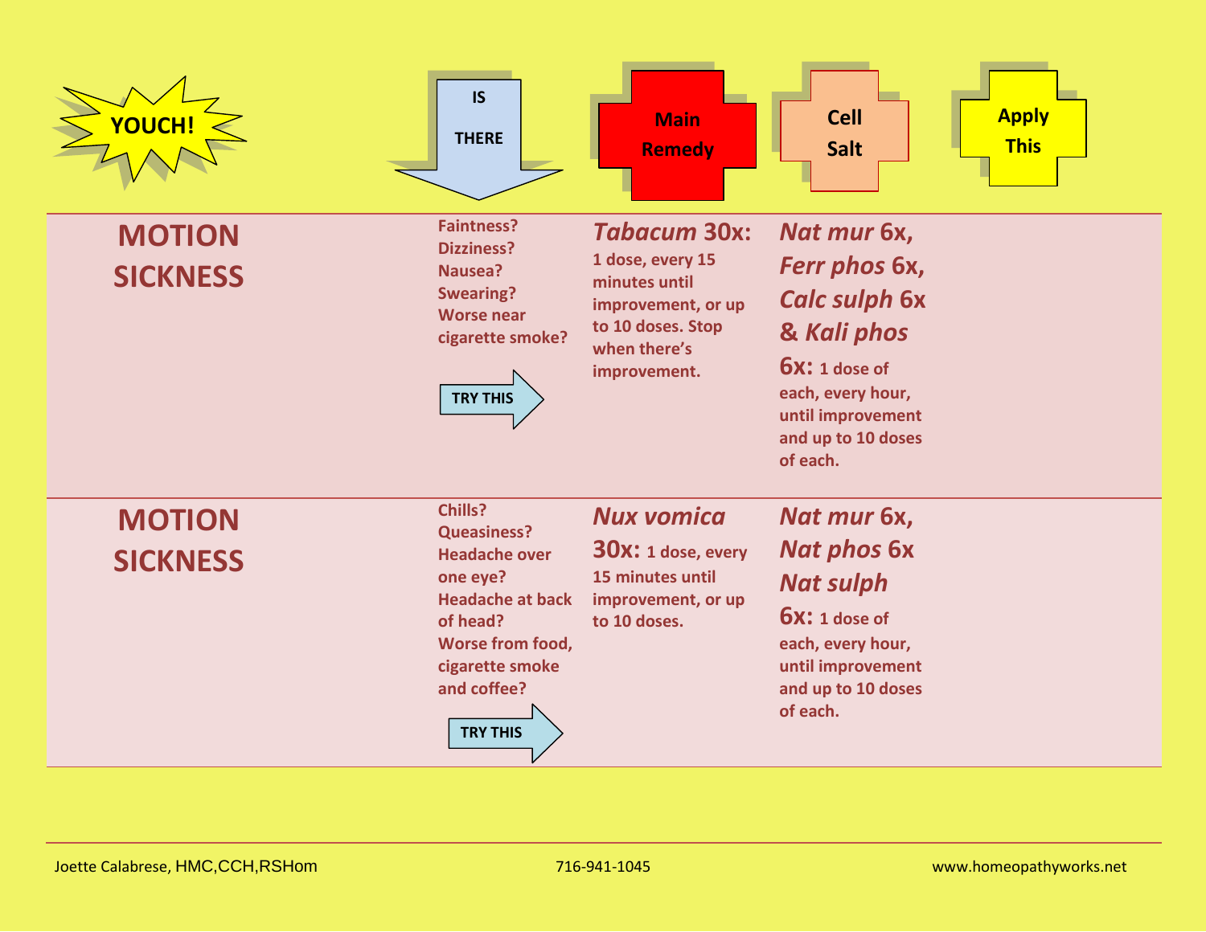| YOUCH! | IS THERE | Main Remedy | Cell Salt | Apply This |
|---|---|---|---|---|
| **MOTION SICKNESS** | **Faintness? Dizziness? Nausea? Swearing? Worse near cigarette smoke?** TRY THIS | ***Tabacum* 30x:** 1 dose, every 15 minutes until improvement, or up to 10 doses. Stop when there's improvement. | ***Nat mur* 6x, *Ferr phos* 6x, *Calc sulph* 6x & *Kali phos* 6x:** 1 dose of each, every hour, until improvement and up to 10 doses of each. | |
| **MOTION SICKNESS** | **Chills? Queasiness? Headache over one eye? Headache at back of head? Worse from food, cigarette smoke and coffee?** TRY THIS | ***Nux vomica* 30x:** 1 dose, every 15 minutes until improvement, or up to 10 doses. | ***Nat mur* 6x, *Nat phos* 6x *Nat sulph* 6x:** 1 dose of each, every hour, until improvement and up to 10 doses of each. | |

Joette Calabrese, HMC,CCH,RSHom 716-941-1045 www.homeopathyworks.net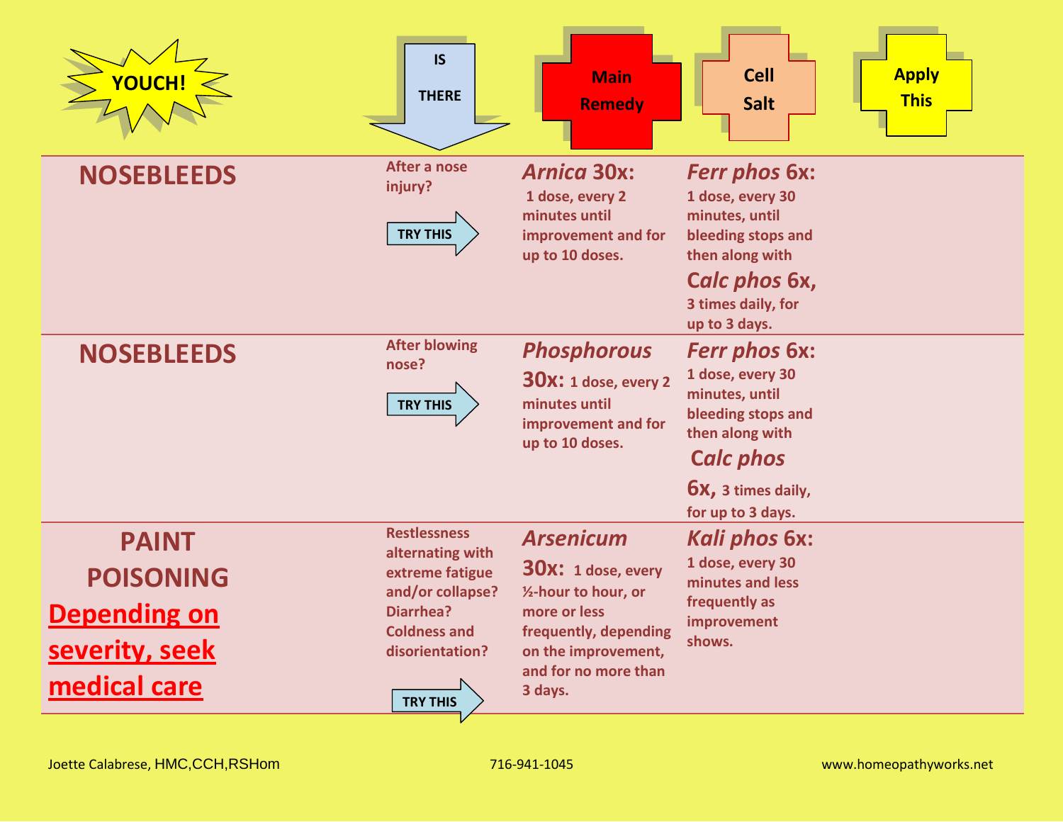| YOUCH! | IS THERE | Main Remedy | Cell Salt | Apply This |
|---|---|---|---|---|
| **NOSEBLEEDS** | After a nose injury? TRY THIS | ***Arnica* 30x:** 1 dose, every 2 minutes until improvement and for up to 10 doses. | ***Ferr phos* 6x:** 1 dose, every 30 minutes, until bleeding stops and then along with ***Calc phos* 6x,** 3 times daily, for up to 3 days. | |
| **NOSEBLEEDS** | After blowing nose? TRY THIS | ***Phosphorous* 30x:** 1 dose, every 2 minutes until improvement and for up to 10 doses. | ***Ferr phos* 6x:** 1 dose, every 30 minutes, until bleeding stops and then along with ***Calc phos* 6x,** 3 times daily, for up to 3 days. | |
| **PAINT POISONING** **Depending on severity, seek medical care** | Restlessness alternating with extreme fatigue and/or collapse? Diarrhea? Coldness and disorientation? TRY THIS | ***Arsenicum* 30x:** 1 dose, every ½-hour to hour, or more or less frequently, depending on the improvement, and for no more than 3 days. | ***Kali phos* 6x:** 1 dose, every 30 minutes and less frequently as improvement shows. | |

Joette Calabrese, HMC,CCH,RSHom 716-941-1045 www.homeopathyworks.net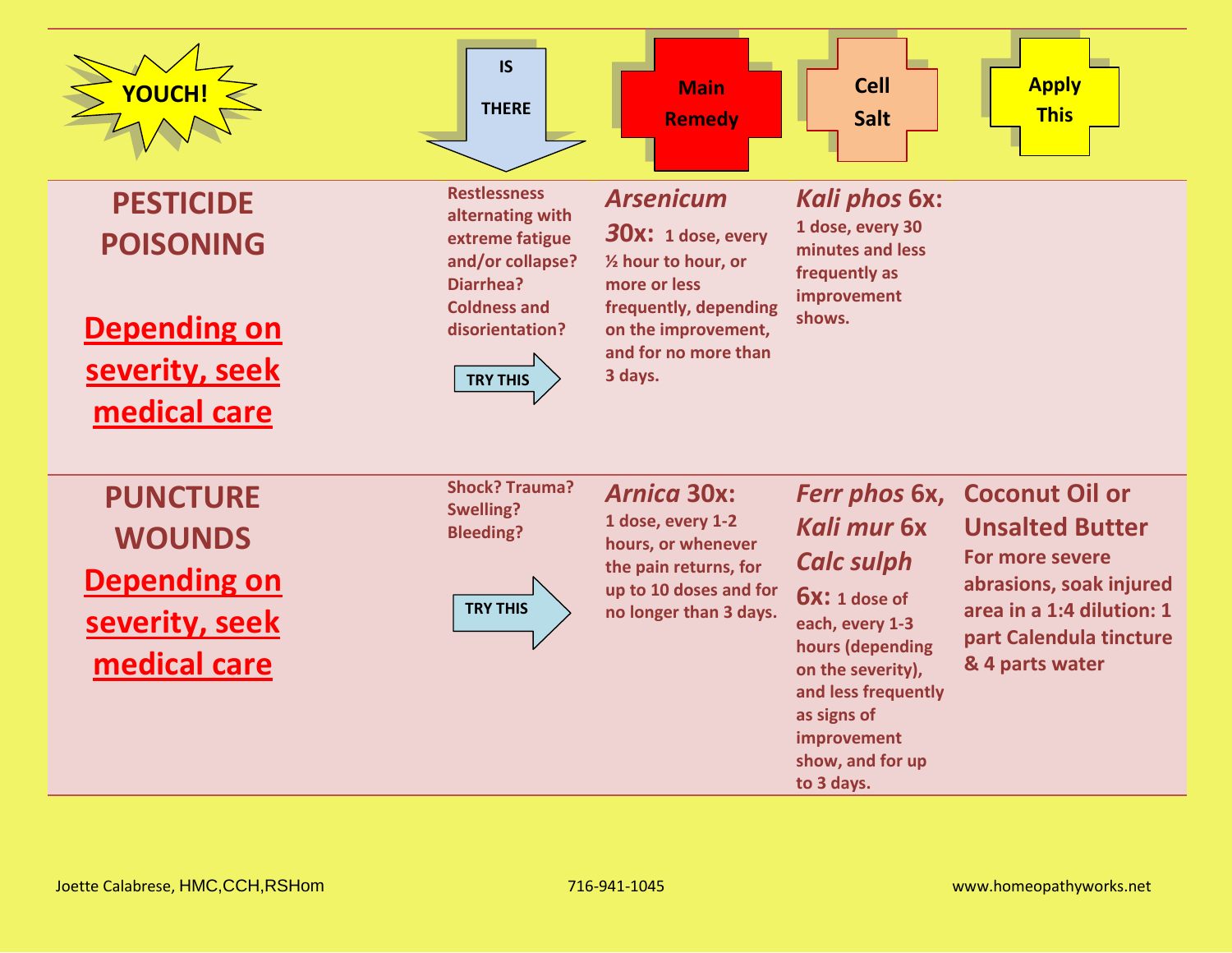| YOUCH! | IS THERE | Main Remedy | Cell Salt | Apply This |
|---|---|---|---|---|
| **PESTICIDE POISONING**<br><br>**Depending on severity, seek medical care** | Restlessness alternating with extreme fatigue and/or collapse? Diarrhea? Coldness and disorientation?<br><br>TRY THIS | ***Arsenicum* 30x:** 1 dose, every ½ hour to hour, or more or less frequently, depending on the improvement, and for no more than 3 days. | ***Kali phos* 6x:** 1 dose, every 30 minutes and less frequently as improvement shows. | |
| **PUNCTURE WOUNDS**<br>**Depending on severity, seek medical care** | Shock? Trauma? Swelling? Bleeding?<br><br>TRY THIS | ***Arnica* 30x:** 1 dose, every 1-2 hours, or whenever the pain returns, for up to 10 doses and for no longer than 3 days. | ***Ferr phos* 6x, *Kali mur* 6x *Calc sulph* 6x:** 1 dose of each, every 1-3 hours (depending on the severity), and less frequently as signs of improvement show, and for up to 3 days. | **Coconut Oil or Unsalted Butter**<br>For more severe abrasions, soak injured area in a 1:4 dilution: 1 part Calendula tincture & 4 parts water |

Joette Calabrese, HMC,CCH,RSHom 716-941-1045 www.homeopathyworks.net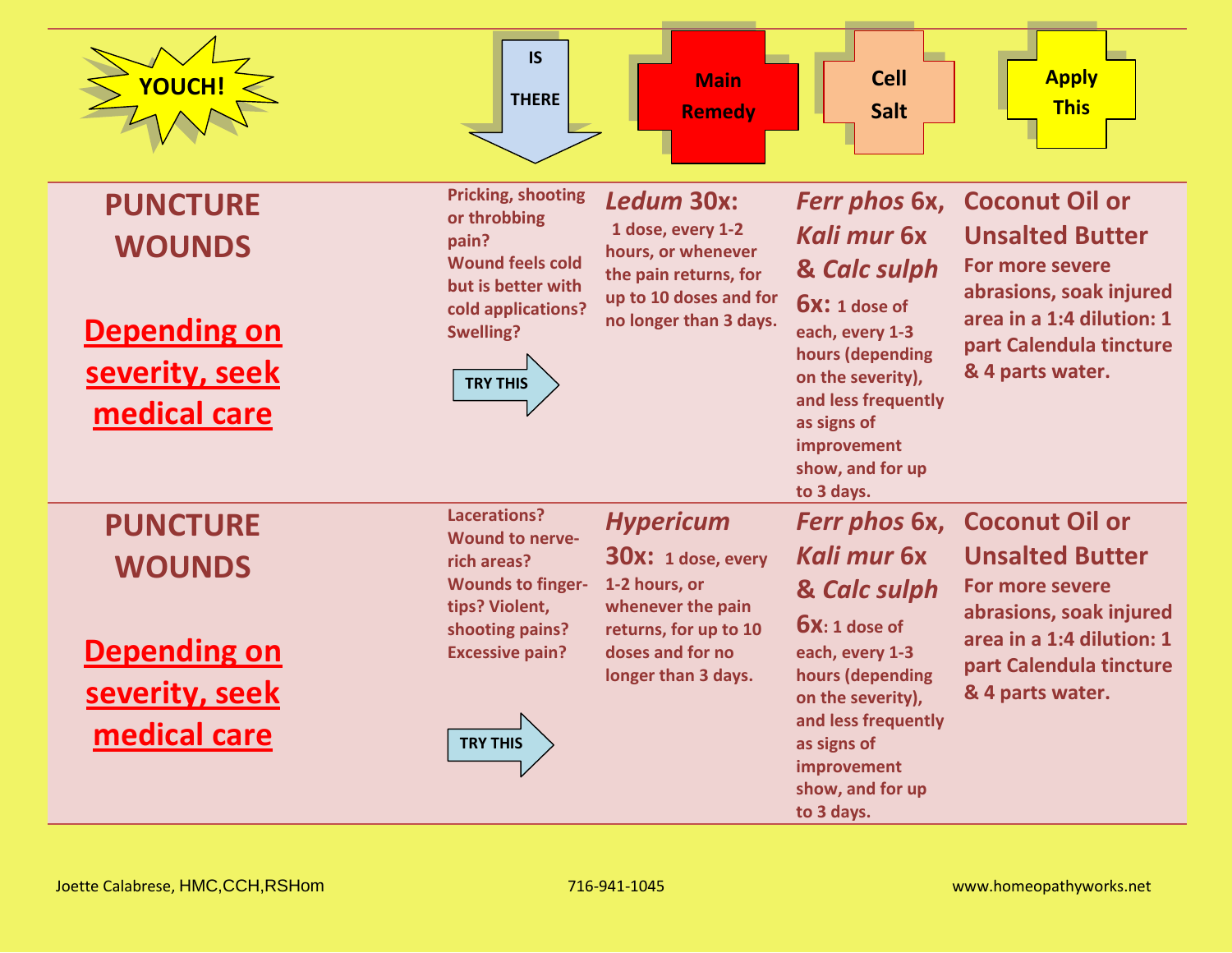| YOUCH! | IS THERE | Main Remedy | Cell Salt | Apply This |
|---|---|---|---|---|
| **PUNCTURE WOUNDS**<br><br>**Depending on severity, seek medical care** | Pricking, shooting or throbbing pain? Wound feels cold but is better with cold applications? Swelling?<br><br>TRY THIS | ***Ledum* 30x:** 1 dose, every 1-2 hours, or whenever the pain returns, for up to 10 doses and for no longer than 3 days. | ***Ferr phos* 6x, *Kali mur* 6x & *Calc sulph* 6x:** 1 dose of each, every 1-3 hours (depending on the severity), and less frequently as signs of improvement show, and for up to 3 days. | **Coconut Oil or Unsalted Butter**<br>For more severe abrasions, soak injured area in a 1:4 dilution: 1 part Calendula tincture & 4 parts water. |
| **PUNCTURE WOUNDS**<br><br>**Depending on severity, seek medical care** | Lacerations? Wound to nerve-rich areas? Wounds to finger-tips? Violent, shooting pains? Excessive pain?<br><br>TRY THIS | ***Hypericum* 30x:** 1 dose, every 1-2 hours, or whenever the pain returns, for up to 10 doses and for no longer than 3 days. | ***Ferr phos* 6x, *Kali mur* 6x & *Calc sulph* 6x:** 1 dose of each, every 1-3 hours (depending on the severity), and less frequently as signs of improvement show, and for up to 3 days. | **Coconut Oil or Unsalted Butter**<br>For more severe abrasions, soak injured area in a 1:4 dilution: 1 part Calendula tincture & 4 parts water. |

Joette Calabrese, HMC,CCH,RSHom 716-941-1045 www.homeopathyworks.net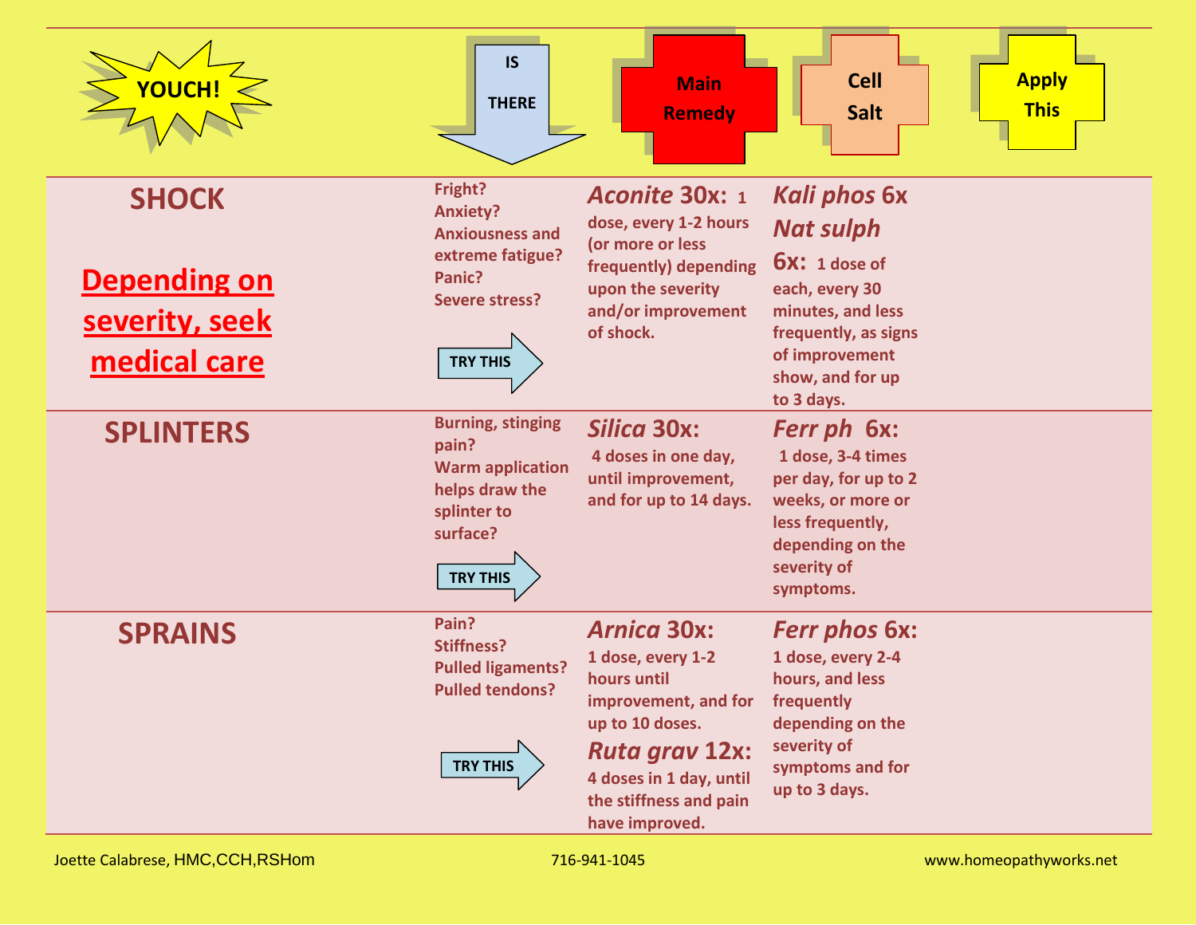| YOUCH! | IS THERE | Main Remedy | Cell Salt | Apply This |
|---|---|---|---|---|
| **SHOCK**<br><br>**Depending on severity, seek medical care** | Fright?<br>Anxiety?<br>Anxiousness and extreme fatigue?<br>Panic?<br>Severe stress?<br><br>TRY THIS | ***Aconite* 30x:** 1 dose, every 1-2 hours (or more or less frequently) depending upon the severity and/or improvement of shock. | ***Kali phos* 6x**<br>***Nat sulph* 6x:** 1 dose of each, every 30 minutes, and less frequently, as signs of improvement show, and for up to 3 days. | |
| **SPLINTERS** | Burning, stinging pain?<br>Warm application helps draw the splinter to surface?<br><br>TRY THIS | ***Silica* 30x:** 4 doses in one day, until improvement, and for up to 14 days. | ***Ferr ph* 6x:** 1 dose, 3-4 times per day, for up to 2 weeks, or more or less frequently, depending on the severity of symptoms. | |
| **SPRAINS** | Pain?<br>Stiffness?<br>Pulled ligaments?<br>Pulled tendons?<br><br>TRY THIS | ***Arnica* 30x:** 1 dose, every 1-2 hours until improvement, and for up to 10 doses.<br>***Ruta grav* 12x:** 4 doses in 1 day, until the stiffness and pain have improved. | ***Ferr phos* 6x:** 1 dose, every 2-4 hours, and less frequently depending on the severity of symptoms and for up to 3 days. | |

Joette Calabrese, HMC,CCH,RSHom 716-941-1045 www.homeopathyworks.net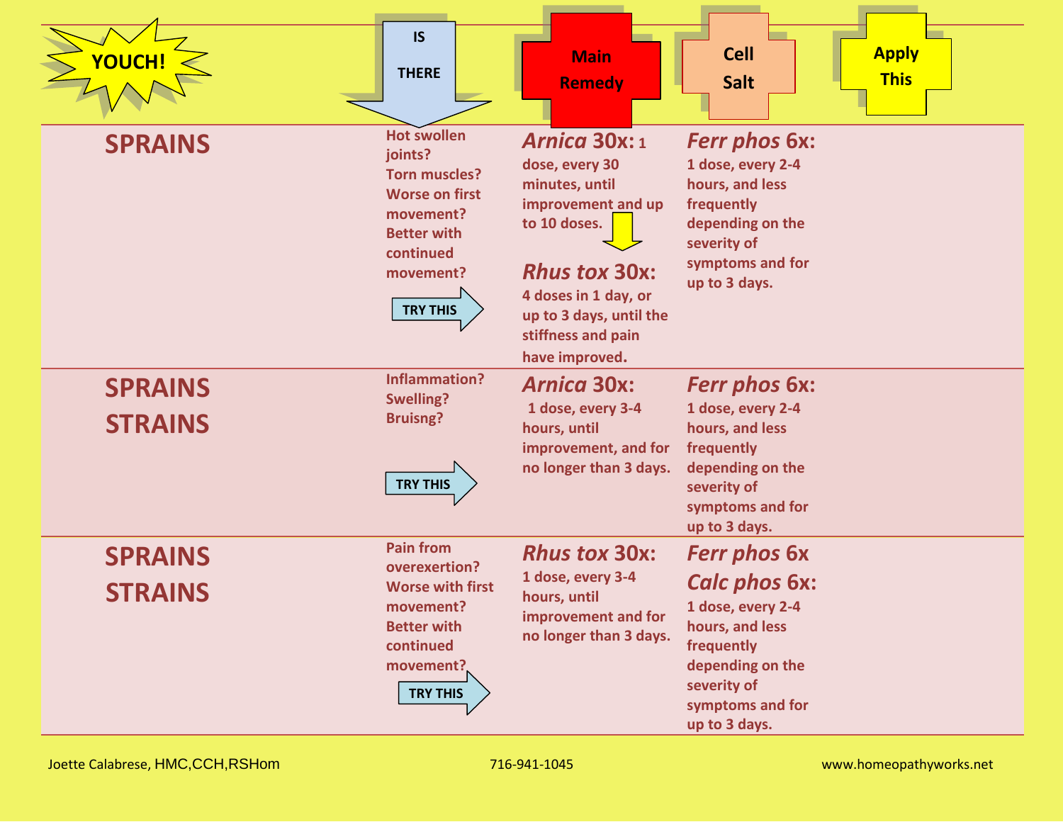| YOUCH! | IS THERE | Main Remedy | Cell Salt | Apply This |
|---|---|---|---|---|
| **SPRAINS** | Hot swollen joints? Torn muscles? Worse on first movement? Better with continued movement? TRY THIS | ***Arnica* 30x:** 1 dose, every 30 minutes, until improvement and up to 10 doses. ↓ ***Rhus tox* 30x:** 4 doses in 1 day, or up to 3 days, until the stiffness and pain have improved. | ***Ferr phos* 6x:** 1 dose, every 2-4 hours, and less frequently depending on the severity of symptoms and for up to 3 days. | |
| **SPRAINS STRAINS** | Inflammation? Swelling? Bruisng? TRY THIS | ***Arnica* 30x:** 1 dose, every 3-4 hours, until improvement, and for no longer than 3 days. | ***Ferr phos* 6x:** 1 dose, every 2-4 hours, and less frequently depending on the severity of symptoms and for up to 3 days. | |
| **SPRAINS STRAINS** | Pain from overexertion? Worse with first movement? Better with continued movement? TRY THIS | ***Rhus tox* 30x:** 1 dose, every 3-4 hours, until improvement and for no longer than 3 days. | ***Ferr phos* 6x** ***Calc phos* 6x:** 1 dose, every 2-4 hours, and less frequently depending on the severity of symptoms and for up to 3 days. | |

Joette Calabrese, HMC,CCH,RSHom 716-941-1045 www.homeopathyworks.net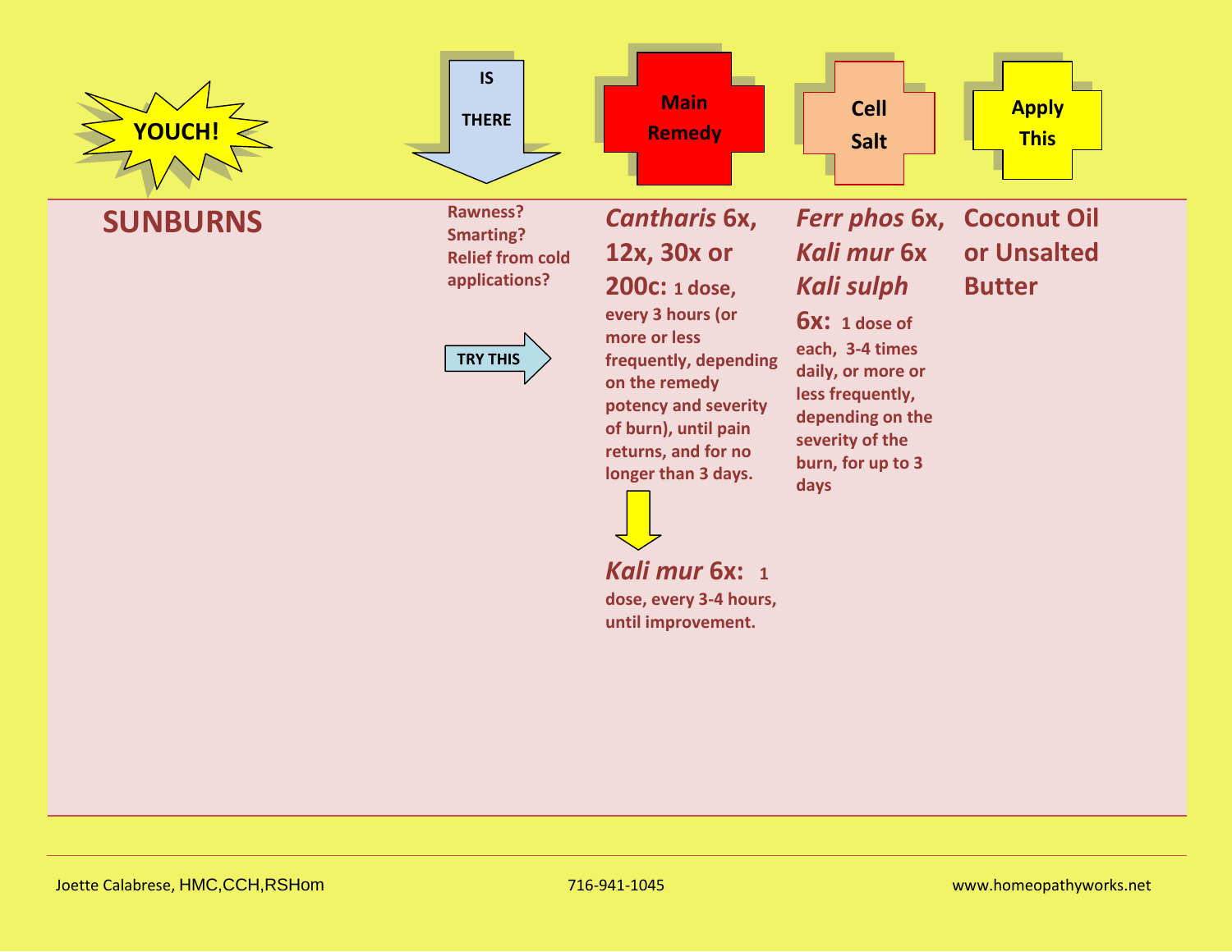| YOUCH! | IS THERE | Main Remedy | Cell Salt | Apply This |
|---|---|---|---|---|
| **SUNBURNS** | **Rawness? Smarting? Relief from cold applications?**<br><br>**TRY THIS** | ***Cantharis* 6x, 12x, 30x or 200c: 1 dose, every 3 hours (or more or less frequently, depending on the remedy potency and severity of burn), until pain returns, and for no longer than 3 days.**<br><br>↓<br><br>***Kali mur* 6x: 1 dose, every 3-4 hours, until improvement.** | ***Ferr phos* 6x, *Kali mur* 6x *Kali sulph* 6x: 1 dose of each, 3-4 times daily, or more or less frequently, depending on the severity of the burn, for up to 3 days** | **Coconut Oil or Unsalted Butter** |

Joette Calabrese, HMC,CCH,RSHom 716-941-1045 www.homeopathyworks.net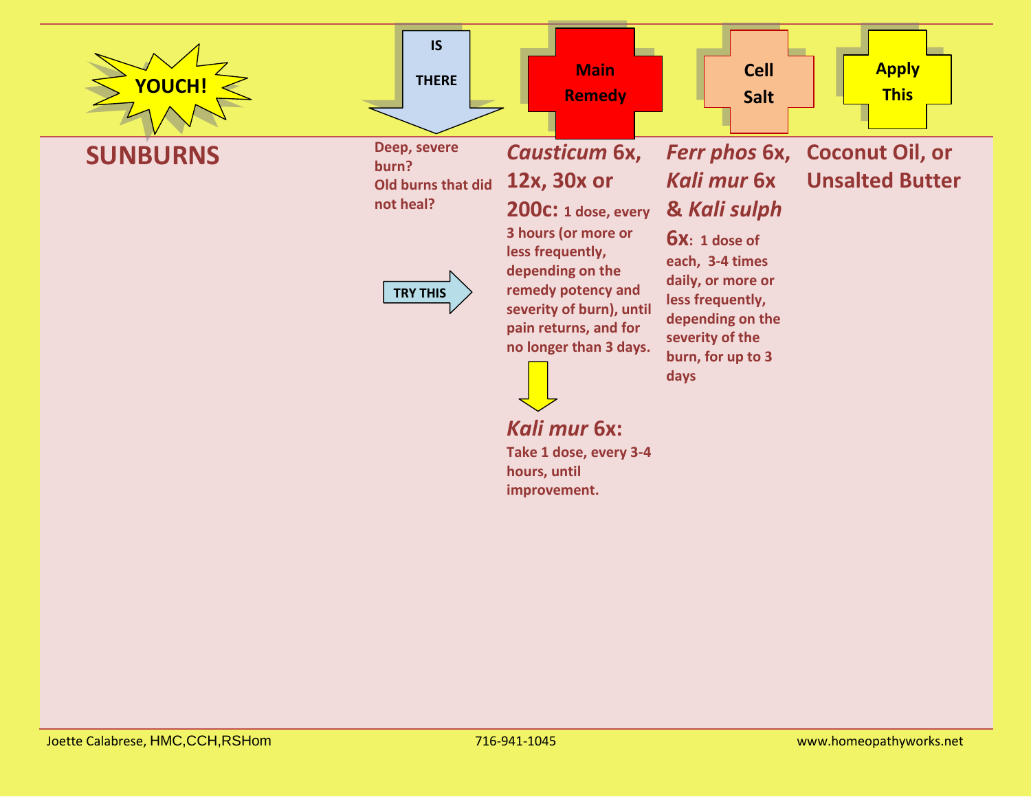| YOUCH! | IS THERE | Main Remedy | Cell Salt | Apply This |
|---|---|---|---|---|
| **SUNBURNS** | **Deep, severe burn? Old burns that did not heal?** TRY THIS → | ***Causticum* 6x, 12x, 30x or 200c: 1 dose, every 3 hours (or more or less frequently, depending on the remedy potency and severity of burn), until pain returns, and for no longer than 3 days.** ↓ ***Kali mur* 6x: Take 1 dose, every 3-4 hours, until improvement.** | ***Ferr phos* 6x, *Kali mur* 6x & *Kali sulph* 6x: 1 dose of each, 3-4 times daily, or more or less frequently, depending on the severity of the burn, for up to 3 days** | **Coconut Oil, or Unsalted Butter** |

Joette Calabrese, HMC,CCH,RSHom — 716-941-1045 — www.homeopathyworks.net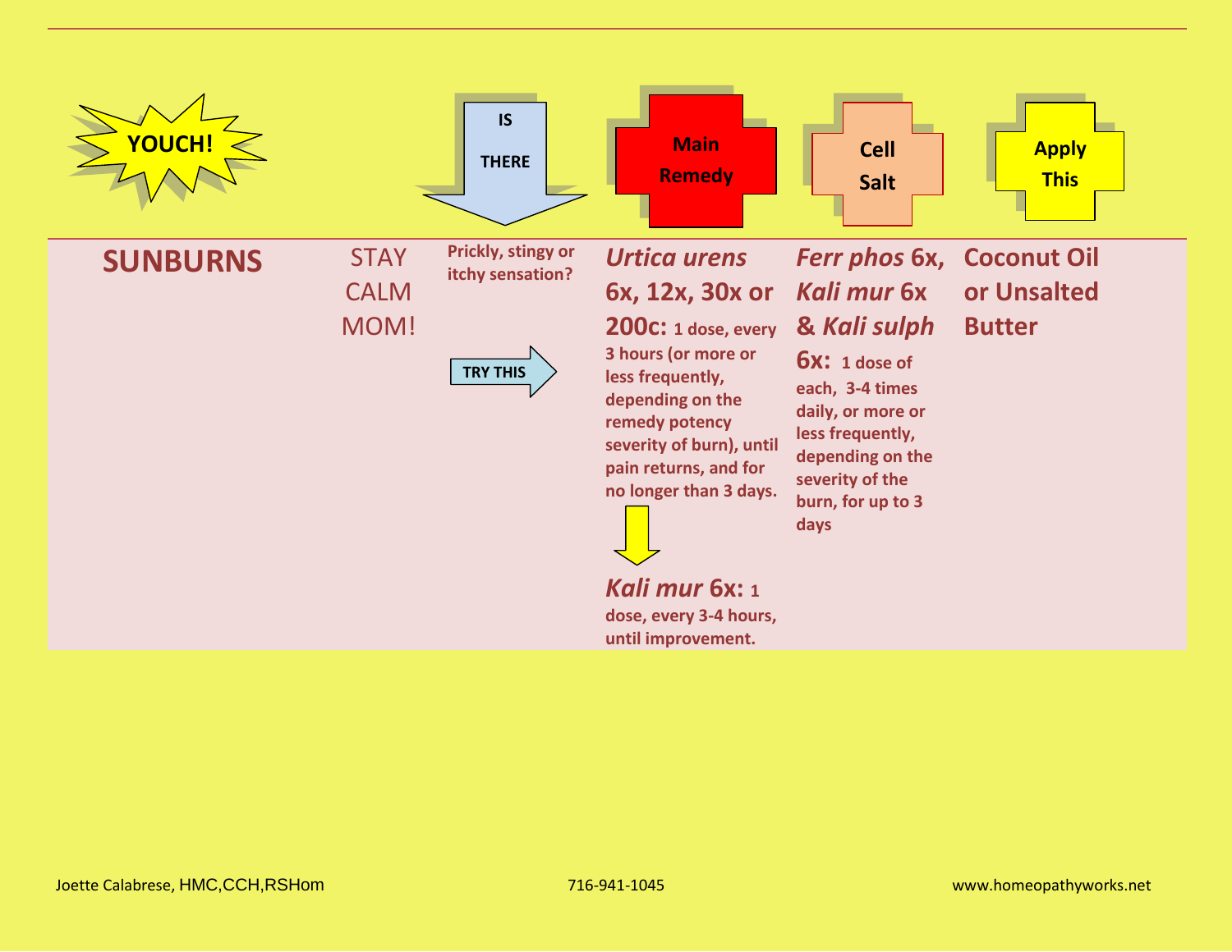| YOUCH! | | IS THERE | Main Remedy | Cell Salt | Apply This |
|---|---|---|---|---|---|
| **SUNBURNS** | STAY CALM MOM! | **Prickly, stingy or itchy sensation?** **TRY THIS** | ***Urtica urens* 6x, 12x, 30x or 200c:** **1 dose, every 3 hours (or more or less frequently, depending on the remedy potency severity of burn), until pain returns, and for no longer than 3 days.** ↓ ***Kali mur* 6x: 1 dose, every 3-4 hours, until improvement.** | ***Ferr phos* 6x, *Kali mur* 6x & *Kali sulph* 6x: 1 dose of each, 3-4 times daily, or more or less frequently, depending on the severity of the burn, for up to 3 days** | **Coconut Oil or Unsalted Butter** |

Joette Calabrese, HMC,CCH,RSHom 716-941-1045 www.homeopathyworks.net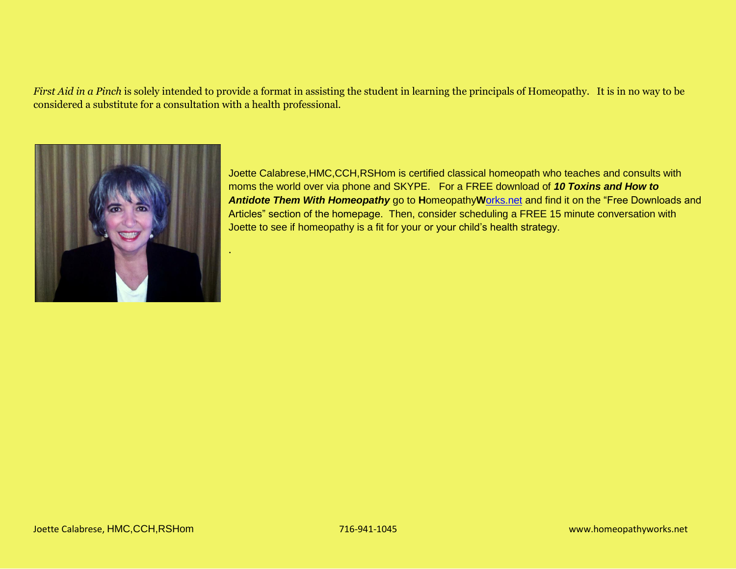*First Aid in a Pinch* is solely intended to provide a format in assisting the student in learning the principals of Homeopathy. It is in no way to be considered a substitute for a consultation with a health professional.

Joette Calabrese,HMC,CCH,RSHom is certified classical homeopath who teaches and consults with moms the world over via phone and SKYPE. For a FREE download of ***10 Toxins and How to Antidote Them With Homeopathy*** go to **H**omeopathy**W**orks.net and find it on the "Free Downloads and Articles" section of the homepage. Then, consider scheduling a FREE 15 minute conversation with Joette to see if homeopathy is a fit for your or your child's health strategy.

.

Joette Calabrese, HMC,CCH,RSHom 716-941-1045 www.homeopathyworks.net